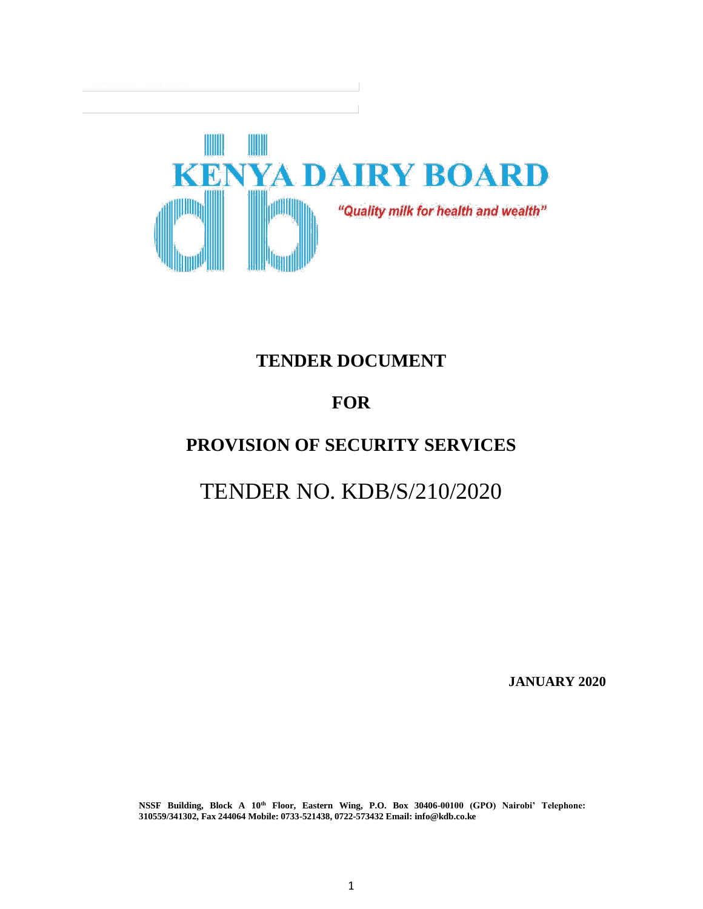KENYA DAIRY BOARD

*"Quality milk for health and wealth"*

# TENDER DOCUMENT

# FOR

# PROVISION OF SECURITY SERVICES

# TENDER NO. KDB/S/210/2020

**JANUARY 2020**

**NSSF Building, Block A 10th Floor, Eastern Wing, P.O. Box 30406-00100 (GPO) Nairobi' Telephone: 310559/341302, Fax 244064 Mobile: 0733-521438, 0722-573432 Email: info@kdb.co.ke**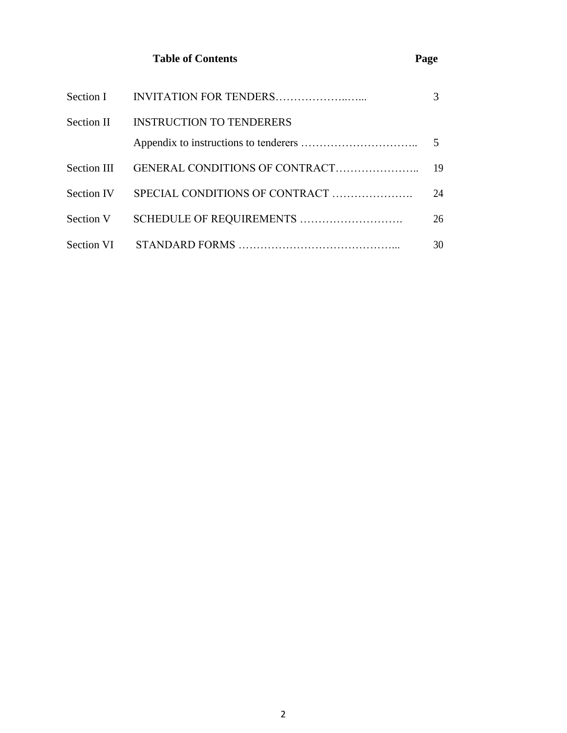## Table of Contents

| | | Page |
|---|---|---|
| Section I | INVITATION FOR TENDERS………………..…... | 3 |
| Section II | INSTRUCTION TO TENDERERS | |
| | Appendix to instructions to tenderers ………………………….. | 5 |
| Section III | GENERAL CONDITIONS OF CONTRACT………………….. | 19 |
| Section IV | SPECIAL CONDITIONS OF CONTRACT …………………. | 24 |
| Section V | SCHEDULE OF REQUIREMENTS ………………………. | 26 |
| Section VI | STANDARD FORMS ……………………………………... | 30 |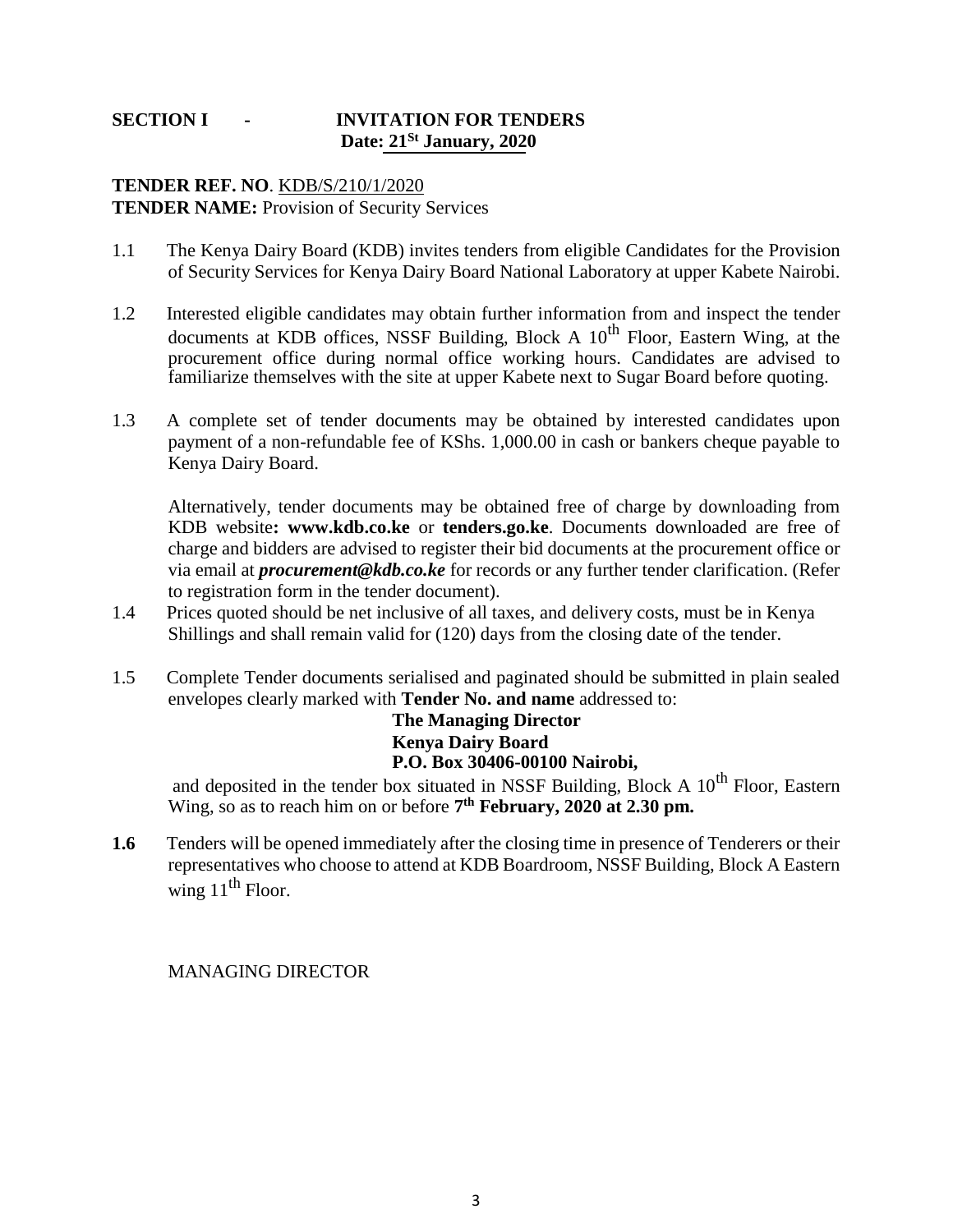## SECTION I - INVITATION FOR TENDERS

**Date: 21St January, 2020**

**TENDER REF. NO**. KDB/S/210/1/2020
**TENDER NAME:** Provision of Security Services

1.1 The Kenya Dairy Board (KDB) invites tenders from eligible Candidates for the Provision of Security Services for Kenya Dairy Board National Laboratory at upper Kabete Nairobi.

1.2 Interested eligible candidates may obtain further information from and inspect the tender documents at KDB offices, NSSF Building, Block A 10th Floor, Eastern Wing, at the procurement office during normal office working hours. Candidates are advised to familiarize themselves with the site at upper Kabete next to Sugar Board before quoting.

1.3 A complete set of tender documents may be obtained by interested candidates upon payment of a non-refundable fee of KShs. 1,000.00 in cash or bankers cheque payable to Kenya Dairy Board.

Alternatively, tender documents may be obtained free of charge by downloading from KDB website**: www.kdb.co.ke** or **tenders.go.ke**. Documents downloaded are free of charge and bidders are advised to register their bid documents at the procurement office or via email at ***procurement@kdb.co.ke*** for records or any further tender clarification. (Refer to registration form in the tender document).

1.4 Prices quoted should be net inclusive of all taxes, and delivery costs, must be in Kenya Shillings and shall remain valid for (120) days from the closing date of the tender.

1.5 Complete Tender documents serialised and paginated should be submitted in plain sealed envelopes clearly marked with **Tender No. and name** addressed to:

**The Managing Director**
**Kenya Dairy Board**
**P.O. Box 30406-00100 Nairobi,**

and deposited in the tender box situated in NSSF Building, Block A 10th Floor, Eastern Wing, so as to reach him on or before **7th February, 2020 at 2.30 pm.**

**1.6** Tenders will be opened immediately after the closing time in presence of Tenderers or their representatives who choose to attend at KDB Boardroom, NSSF Building, Block A Eastern wing 11th Floor.

MANAGING DIRECTOR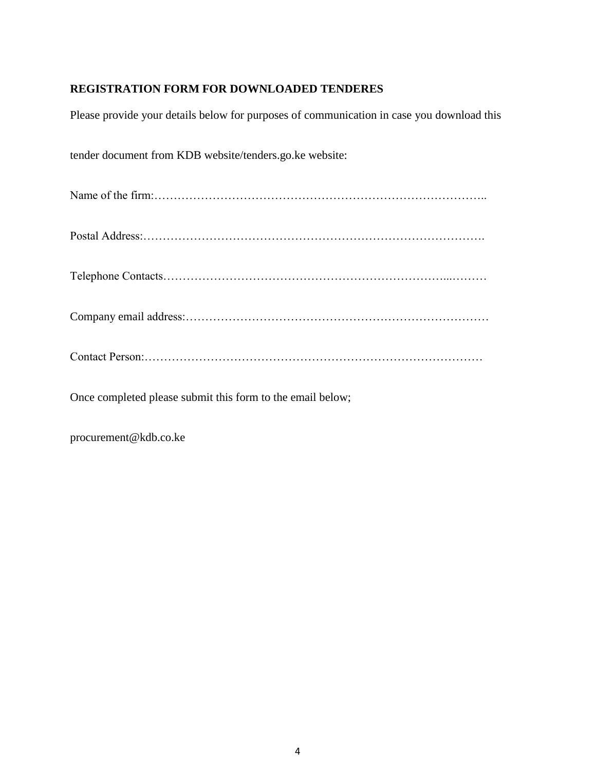**REGISTRATION FORM FOR DOWNLOADED TENDERES**

Please provide your details below for purposes of communication in case you download this

tender document from KDB website/tenders.go.ke website:

Name of the firm:…………………………………………………………………………..

Postal Address:…………………………………………………………………………….

Telephone Contacts………………………………………………………………...………

Company email address:……………………………………………………………………

Contact Person:……………………………………………………………………………

Once completed please submit this form to the email below;

procurement@kdb.co.ke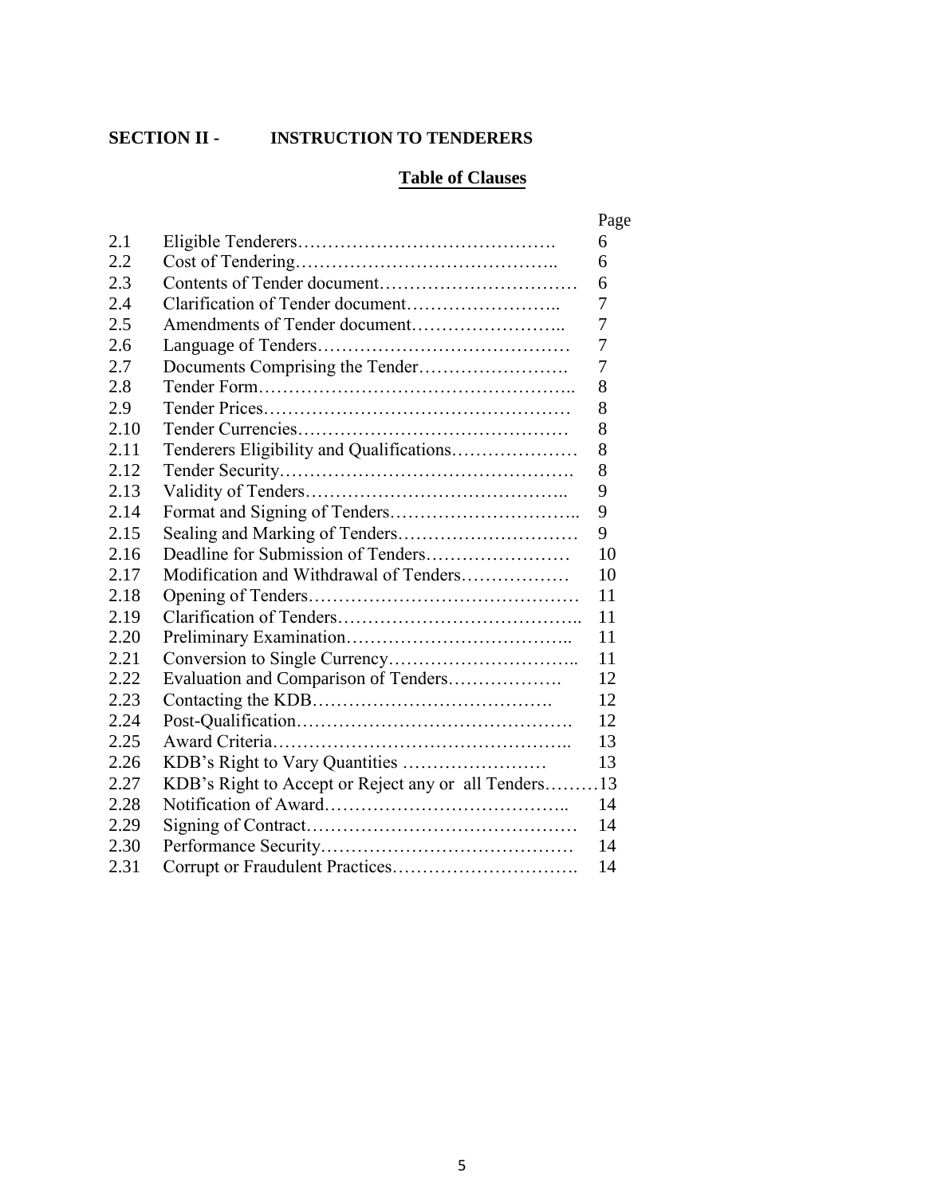## SECTION II - INSTRUCTION TO TENDERERS

### Table of Clauses

| | | Page |
|---|---|---|
| 2.1 | Eligible Tenderers | 6 |
| 2.2 | Cost of Tendering | 6 |
| 2.3 | Contents of Tender document | 6 |
| 2.4 | Clarification of Tender document | 7 |
| 2.5 | Amendments of Tender document | 7 |
| 2.6 | Language of Tenders | 7 |
| 2.7 | Documents Comprising the Tender | 7 |
| 2.8 | Tender Form | 8 |
| 2.9 | Tender Prices | 8 |
| 2.10 | Tender Currencies | 8 |
| 2.11 | Tenderers Eligibility and Qualifications | 8 |
| 2.12 | Tender Security | 8 |
| 2.13 | Validity of Tenders | 9 |
| 2.14 | Format and Signing of Tenders | 9 |
| 2.15 | Sealing and Marking of Tenders | 9 |
| 2.16 | Deadline for Submission of Tenders | 10 |
| 2.17 | Modification and Withdrawal of Tenders | 10 |
| 2.18 | Opening of Tenders | 11 |
| 2.19 | Clarification of Tenders | 11 |
| 2.20 | Preliminary Examination | 11 |
| 2.21 | Conversion to Single Currency | 11 |
| 2.22 | Evaluation and Comparison of Tenders | 12 |
| 2.23 | Contacting the KDB | 12 |
| 2.24 | Post-Qualification | 12 |
| 2.25 | Award Criteria | 13 |
| 2.26 | KDB's Right to Vary Quantities | 13 |
| 2.27 | KDB's Right to Accept or Reject any or all Tenders | 13 |
| 2.28 | Notification of Award | 14 |
| 2.29 | Signing of Contract | 14 |
| 2.30 | Performance Security | 14 |
| 2.31 | Corrupt or Fraudulent Practices | 14 |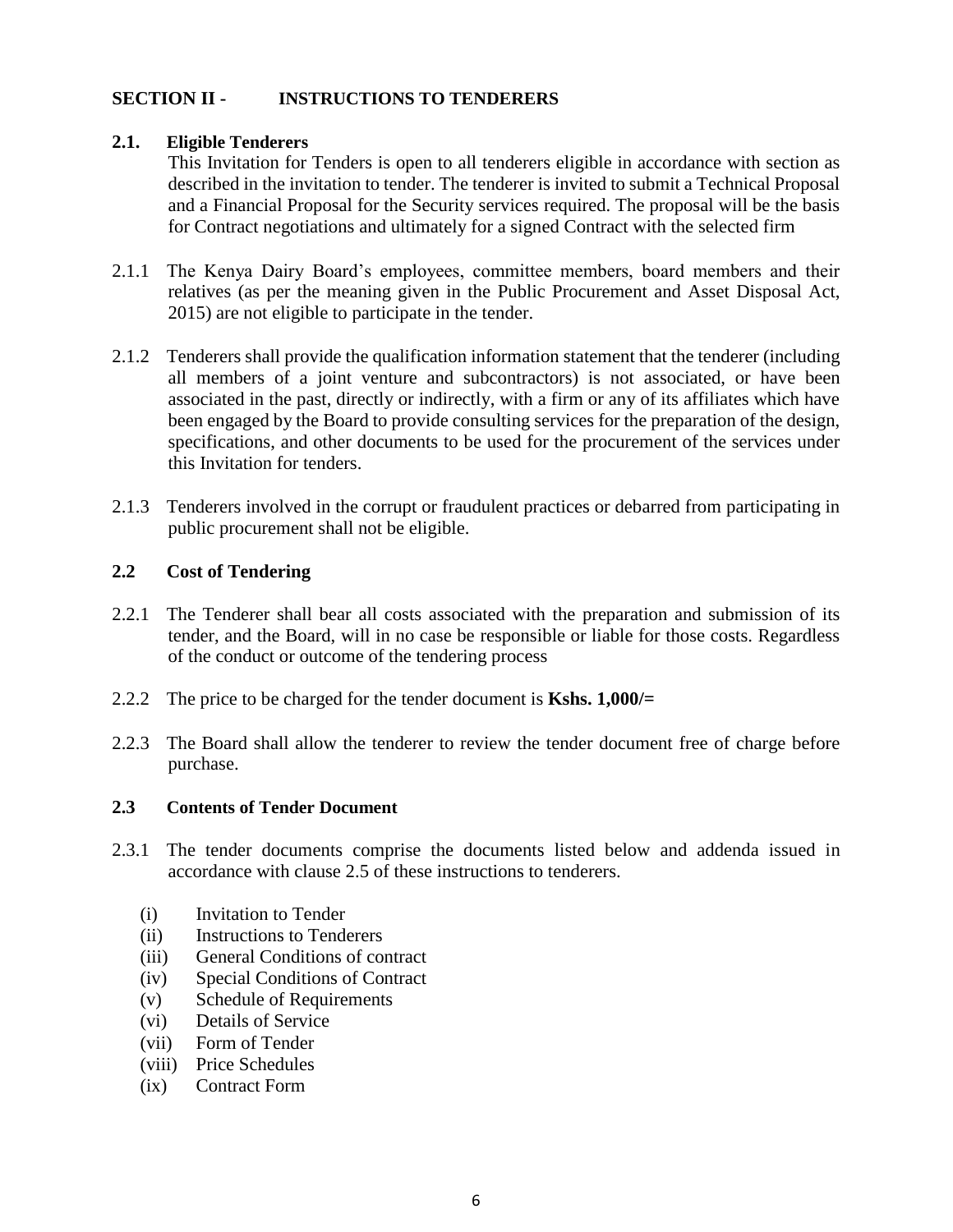## SECTION II - INSTRUCTIONS TO TENDERERS

### 2.1. Eligible Tenderers

This Invitation for Tenders is open to all tenderers eligible in accordance with section as described in the invitation to tender. The tenderer is invited to submit a Technical Proposal and a Financial Proposal for the Security services required. The proposal will be the basis for Contract negotiations and ultimately for a signed Contract with the selected firm

2.1.1 The Kenya Dairy Board's employees, committee members, board members and their relatives (as per the meaning given in the Public Procurement and Asset Disposal Act, 2015) are not eligible to participate in the tender.

2.1.2 Tenderers shall provide the qualification information statement that the tenderer (including all members of a joint venture and subcontractors) is not associated, or have been associated in the past, directly or indirectly, with a firm or any of its affiliates which have been engaged by the Board to provide consulting services for the preparation of the design, specifications, and other documents to be used for the procurement of the services under this Invitation for tenders.

2.1.3 Tenderers involved in the corrupt or fraudulent practices or debarred from participating in public procurement shall not be eligible.

### 2.2 Cost of Tendering

2.2.1 The Tenderer shall bear all costs associated with the preparation and submission of its tender, and the Board, will in no case be responsible or liable for those costs. Regardless of the conduct or outcome of the tendering process

2.2.2 The price to be charged for the tender document is **Kshs. 1,000/=**

2.2.3 The Board shall allow the tenderer to review the tender document free of charge before purchase.

### 2.3 Contents of Tender Document

2.3.1 The tender documents comprise the documents listed below and addenda issued in accordance with clause 2.5 of these instructions to tenderers.

(i) Invitation to Tender
(ii) Instructions to Tenderers
(iii) General Conditions of contract
(iv) Special Conditions of Contract
(v) Schedule of Requirements
(vi) Details of Service
(vii) Form of Tender
(viii) Price Schedules
(ix) Contract Form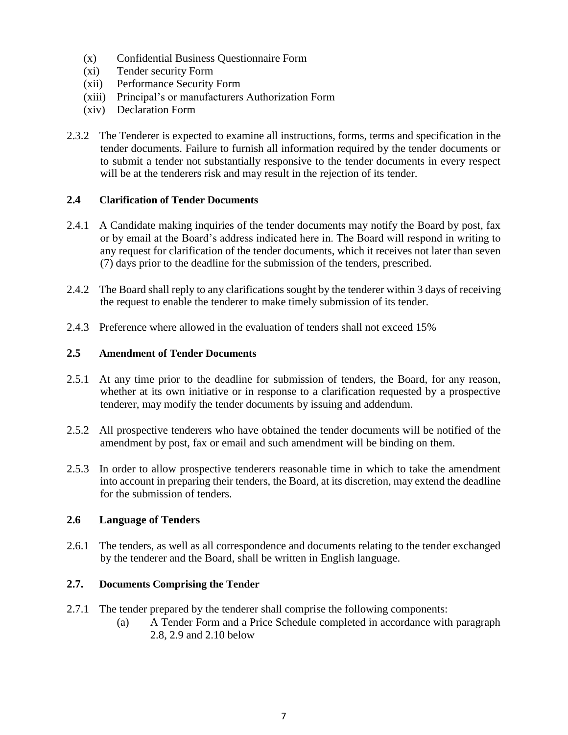(x) Confidential Business Questionnaire Form
(xi) Tender security Form
(xii) Performance Security Form
(xiii) Principal's or manufacturers Authorization Form
(xiv) Declaration Form

2.3.2 The Tenderer is expected to examine all instructions, forms, terms and specification in the tender documents. Failure to furnish all information required by the tender documents or to submit a tender not substantially responsive to the tender documents in every respect will be at the tenderers risk and may result in the rejection of its tender.

**2.4 Clarification of Tender Documents**

2.4.1 A Candidate making inquiries of the tender documents may notify the Board by post, fax or by email at the Board's address indicated here in. The Board will respond in writing to any request for clarification of the tender documents, which it receives not later than seven (7) days prior to the deadline for the submission of the tenders, prescribed.

2.4.2 The Board shall reply to any clarifications sought by the tenderer within 3 days of receiving the request to enable the tenderer to make timely submission of its tender.

2.4.3 Preference where allowed in the evaluation of tenders shall not exceed 15%

**2.5 Amendment of Tender Documents**

2.5.1 At any time prior to the deadline for submission of tenders, the Board, for any reason, whether at its own initiative or in response to a clarification requested by a prospective tenderer, may modify the tender documents by issuing and addendum.

2.5.2 All prospective tenderers who have obtained the tender documents will be notified of the amendment by post, fax or email and such amendment will be binding on them.

2.5.3 In order to allow prospective tenderers reasonable time in which to take the amendment into account in preparing their tenders, the Board, at its discretion, may extend the deadline for the submission of tenders.

**2.6 Language of Tenders**

2.6.1 The tenders, as well as all correspondence and documents relating to the tender exchanged by the tenderer and the Board, shall be written in English language.

**2.7. Documents Comprising the Tender**

2.7.1 The tender prepared by the tenderer shall comprise the following components:

(a) A Tender Form and a Price Schedule completed in accordance with paragraph 2.8, 2.9 and 2.10 below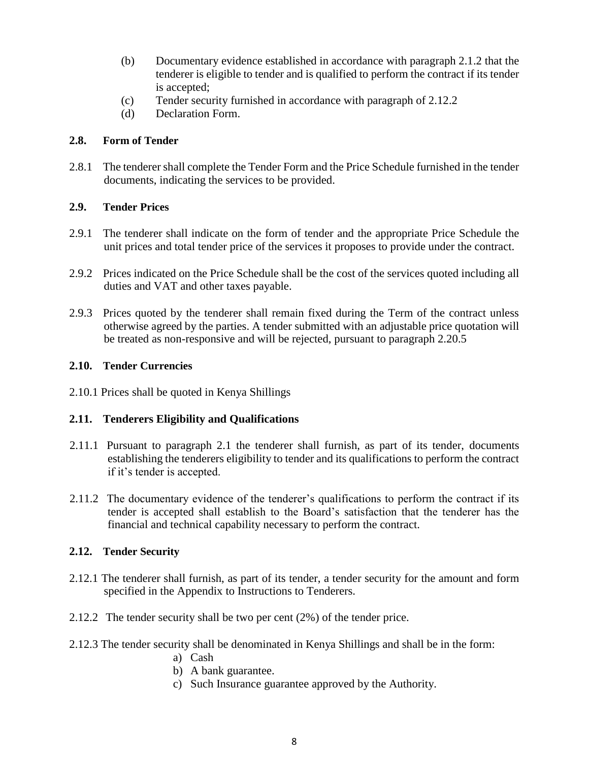(b) Documentary evidence established in accordance with paragraph 2.1.2 that the tenderer is eligible to tender and is qualified to perform the contract if its tender is accepted;

(c) Tender security furnished in accordance with paragraph of 2.12.2

(d) Declaration Form.

### 2.8. Form of Tender

2.8.1 The tenderer shall complete the Tender Form and the Price Schedule furnished in the tender documents, indicating the services to be provided.

### 2.9. Tender Prices

2.9.1 The tenderer shall indicate on the form of tender and the appropriate Price Schedule the unit prices and total tender price of the services it proposes to provide under the contract.

2.9.2 Prices indicated on the Price Schedule shall be the cost of the services quoted including all duties and VAT and other taxes payable.

2.9.3 Prices quoted by the tenderer shall remain fixed during the Term of the contract unless otherwise agreed by the parties. A tender submitted with an adjustable price quotation will be treated as non-responsive and will be rejected, pursuant to paragraph 2.20.5

### 2.10. Tender Currencies

2.10.1 Prices shall be quoted in Kenya Shillings

### 2.11. Tenderers Eligibility and Qualifications

2.11.1 Pursuant to paragraph 2.1 the tenderer shall furnish, as part of its tender, documents establishing the tenderers eligibility to tender and its qualifications to perform the contract if it's tender is accepted.

2.11.2 The documentary evidence of the tenderer's qualifications to perform the contract if its tender is accepted shall establish to the Board's satisfaction that the tenderer has the financial and technical capability necessary to perform the contract.

### 2.12. Tender Security

2.12.1 The tenderer shall furnish, as part of its tender, a tender security for the amount and form specified in the Appendix to Instructions to Tenderers.

2.12.2 The tender security shall be two per cent (2%) of the tender price.

2.12.3 The tender security shall be denominated in Kenya Shillings and shall be in the form:

a) Cash
b) A bank guarantee.
c) Such Insurance guarantee approved by the Authority.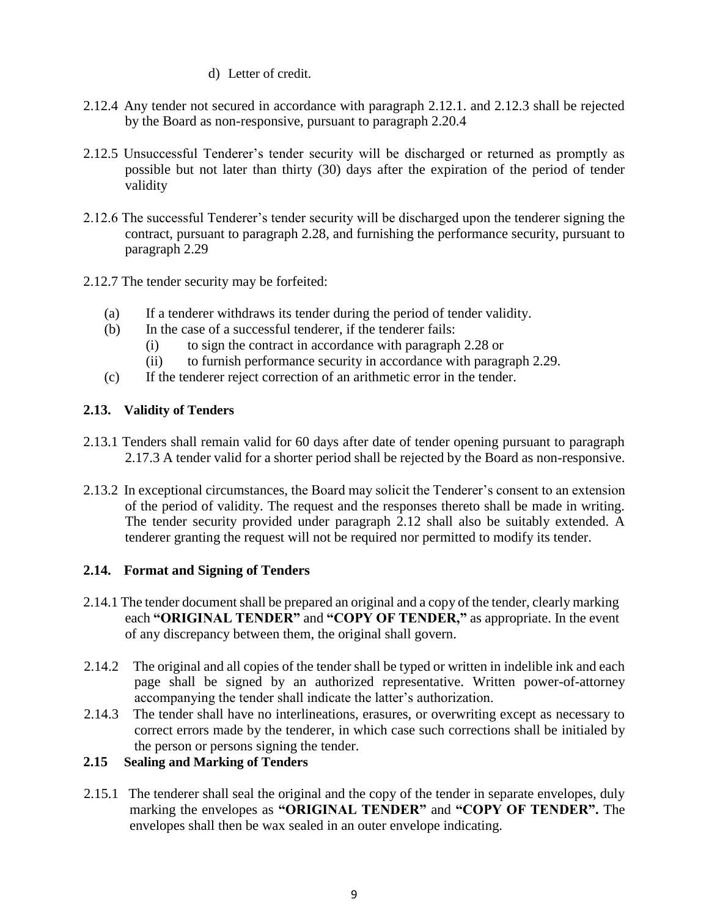d) Letter of credit.

2.12.4 Any tender not secured in accordance with paragraph 2.12.1. and 2.12.3 shall be rejected by the Board as non-responsive, pursuant to paragraph 2.20.4

2.12.5 Unsuccessful Tenderer's tender security will be discharged or returned as promptly as possible but not later than thirty (30) days after the expiration of the period of tender validity

2.12.6 The successful Tenderer's tender security will be discharged upon the tenderer signing the contract, pursuant to paragraph 2.28, and furnishing the performance security, pursuant to paragraph 2.29

2.12.7 The tender security may be forfeited:

(a) If a tenderer withdraws its tender during the period of tender validity.
(b) In the case of a successful tenderer, if the tenderer fails:
    (i) to sign the contract in accordance with paragraph 2.28 or
    (ii) to furnish performance security in accordance with paragraph 2.29.
(c) If the tenderer reject correction of an arithmetic error in the tender.

### 2.13. Validity of Tenders

2.13.1 Tenders shall remain valid for 60 days after date of tender opening pursuant to paragraph 2.17.3 A tender valid for a shorter period shall be rejected by the Board as non-responsive.

2.13.2 In exceptional circumstances, the Board may solicit the Tenderer's consent to an extension of the period of validity. The request and the responses thereto shall be made in writing. The tender security provided under paragraph 2.12 shall also be suitably extended. A tenderer granting the request will not be required nor permitted to modify its tender.

### 2.14. Format and Signing of Tenders

2.14.1 The tender document shall be prepared an original and a copy of the tender, clearly marking each **"ORIGINAL TENDER"** and **"COPY OF TENDER,"** as appropriate. In the event of any discrepancy between them, the original shall govern.

2.14.2 The original and all copies of the tender shall be typed or written in indelible ink and each page shall be signed by an authorized representative. Written power-of-attorney accompanying the tender shall indicate the latter's authorization.

2.14.3 The tender shall have no interlineations, erasures, or overwriting except as necessary to correct errors made by the tenderer, in which case such corrections shall be initialed by the person or persons signing the tender.

### 2.15 Sealing and Marking of Tenders

2.15.1 The tenderer shall seal the original and the copy of the tender in separate envelopes, duly marking the envelopes as **"ORIGINAL TENDER"** and **"COPY OF TENDER".** The envelopes shall then be wax sealed in an outer envelope indicating.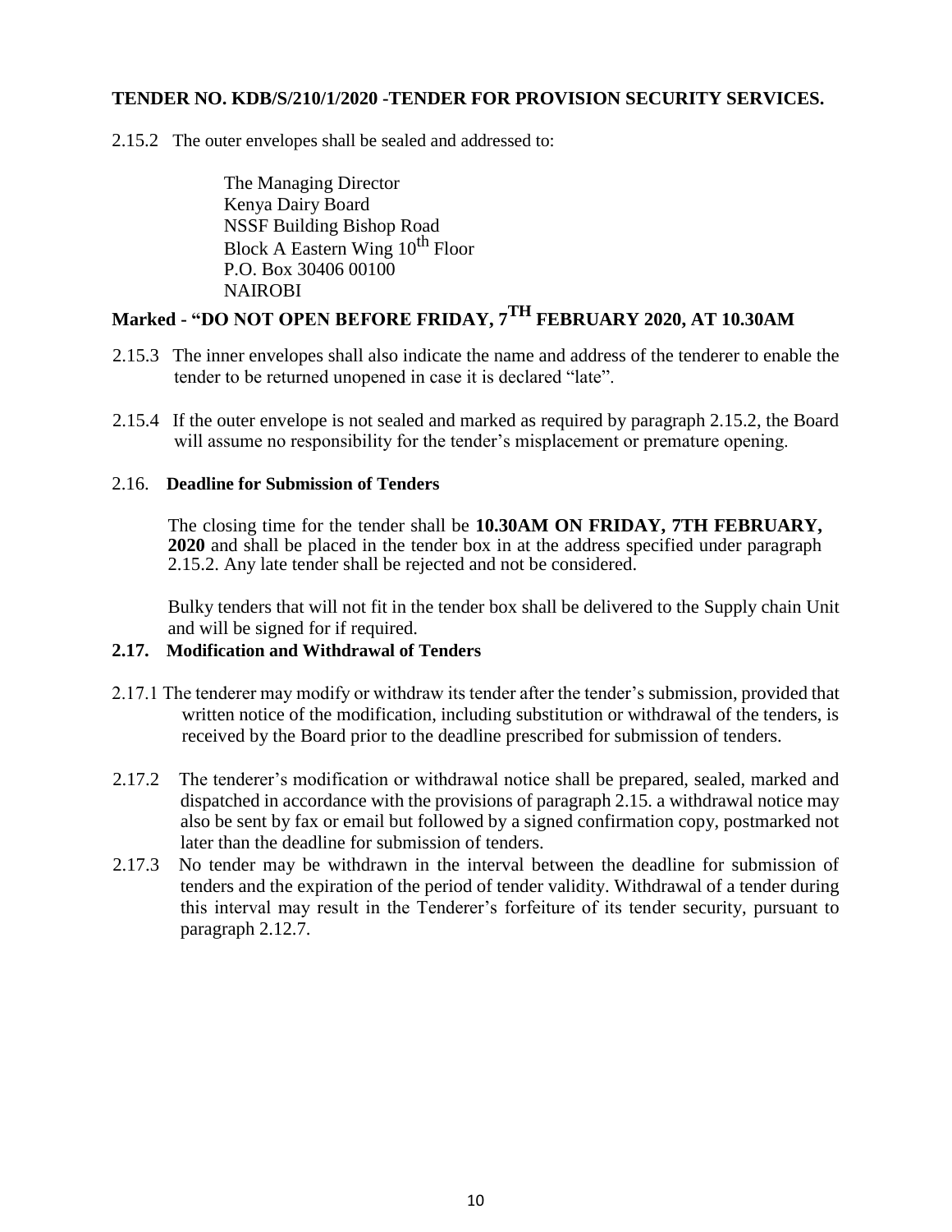**TENDER NO. KDB/S/210/1/2020 -TENDER FOR PROVISION SECURITY SERVICES.**

2.15.2 The outer envelopes shall be sealed and addressed to:

The Managing Director
Kenya Dairy Board
NSSF Building Bishop Road
Block A Eastern Wing 10th Floor
P.O. Box 30406 00100
NAIROBI

**Marked - "DO NOT OPEN BEFORE FRIDAY, 7TH FEBRUARY 2020, AT 10.30AM**

2.15.3 The inner envelopes shall also indicate the name and address of the tenderer to enable the tender to be returned unopened in case it is declared "late".

2.15.4 If the outer envelope is not sealed and marked as required by paragraph 2.15.2, the Board will assume no responsibility for the tender's misplacement or premature opening.

2.16. **Deadline for Submission of Tenders**

The closing time for the tender shall be **10.30AM ON FRIDAY, 7TH FEBRUARY, 2020** and shall be placed in the tender box in at the address specified under paragraph 2.15.2. Any late tender shall be rejected and not be considered.

Bulky tenders that will not fit in the tender box shall be delivered to the Supply chain Unit and will be signed for if required.

**2.17. Modification and Withdrawal of Tenders**

2.17.1 The tenderer may modify or withdraw its tender after the tender's submission, provided that written notice of the modification, including substitution or withdrawal of the tenders, is received by the Board prior to the deadline prescribed for submission of tenders.

2.17.2 The tenderer's modification or withdrawal notice shall be prepared, sealed, marked and dispatched in accordance with the provisions of paragraph 2.15. a withdrawal notice may also be sent by fax or email but followed by a signed confirmation copy, postmarked not later than the deadline for submission of tenders.

2.17.3 No tender may be withdrawn in the interval between the deadline for submission of tenders and the expiration of the period of tender validity. Withdrawal of a tender during this interval may result in the Tenderer's forfeiture of its tender security, pursuant to paragraph 2.12.7.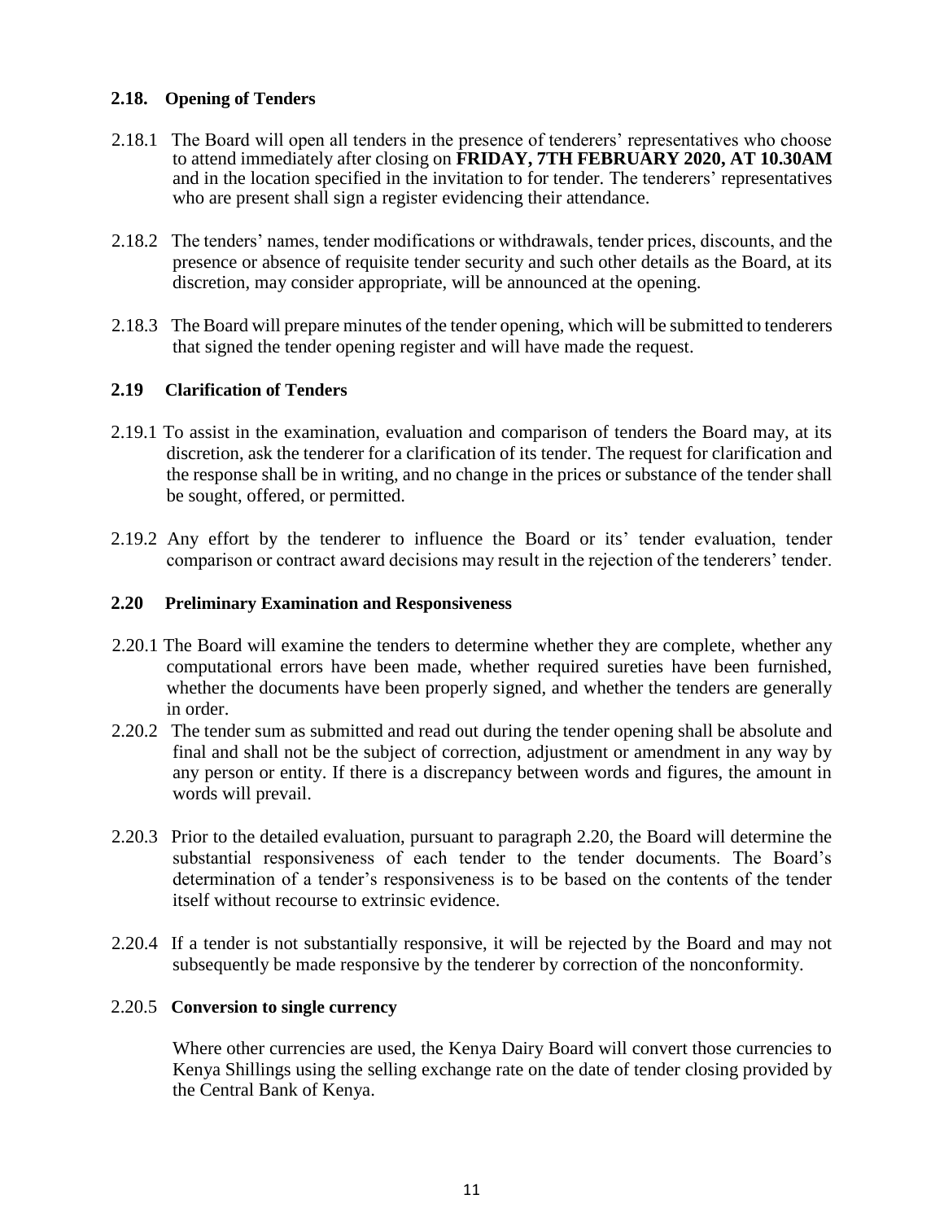### 2.18. Opening of Tenders

2.18.1 The Board will open all tenders in the presence of tenderers' representatives who choose to attend immediately after closing on **FRIDAY, 7TH FEBRUARY 2020, AT 10.30AM** and in the location specified in the invitation to for tender. The tenderers' representatives who are present shall sign a register evidencing their attendance.

2.18.2 The tenders' names, tender modifications or withdrawals, tender prices, discounts, and the presence or absence of requisite tender security and such other details as the Board, at its discretion, may consider appropriate, will be announced at the opening.

2.18.3 The Board will prepare minutes of the tender opening, which will be submitted to tenderers that signed the tender opening register and will have made the request.

### 2.19 Clarification of Tenders

2.19.1 To assist in the examination, evaluation and comparison of tenders the Board may, at its discretion, ask the tenderer for a clarification of its tender. The request for clarification and the response shall be in writing, and no change in the prices or substance of the tender shall be sought, offered, or permitted.

2.19.2 Any effort by the tenderer to influence the Board or its' tender evaluation, tender comparison or contract award decisions may result in the rejection of the tenderers' tender.

### 2.20 Preliminary Examination and Responsiveness

2.20.1 The Board will examine the tenders to determine whether they are complete, whether any computational errors have been made, whether required sureties have been furnished, whether the documents have been properly signed, and whether the tenders are generally in order.

2.20.2 The tender sum as submitted and read out during the tender opening shall be absolute and final and shall not be the subject of correction, adjustment or amendment in any way by any person or entity. If there is a discrepancy between words and figures, the amount in words will prevail.

2.20.3 Prior to the detailed evaluation, pursuant to paragraph 2.20, the Board will determine the substantial responsiveness of each tender to the tender documents. The Board's determination of a tender's responsiveness is to be based on the contents of the tender itself without recourse to extrinsic evidence.

2.20.4 If a tender is not substantially responsive, it will be rejected by the Board and may not subsequently be made responsive by the tenderer by correction of the nonconformity.

2.20.5 **Conversion to single currency**

Where other currencies are used, the Kenya Dairy Board will convert those currencies to Kenya Shillings using the selling exchange rate on the date of tender closing provided by the Central Bank of Kenya.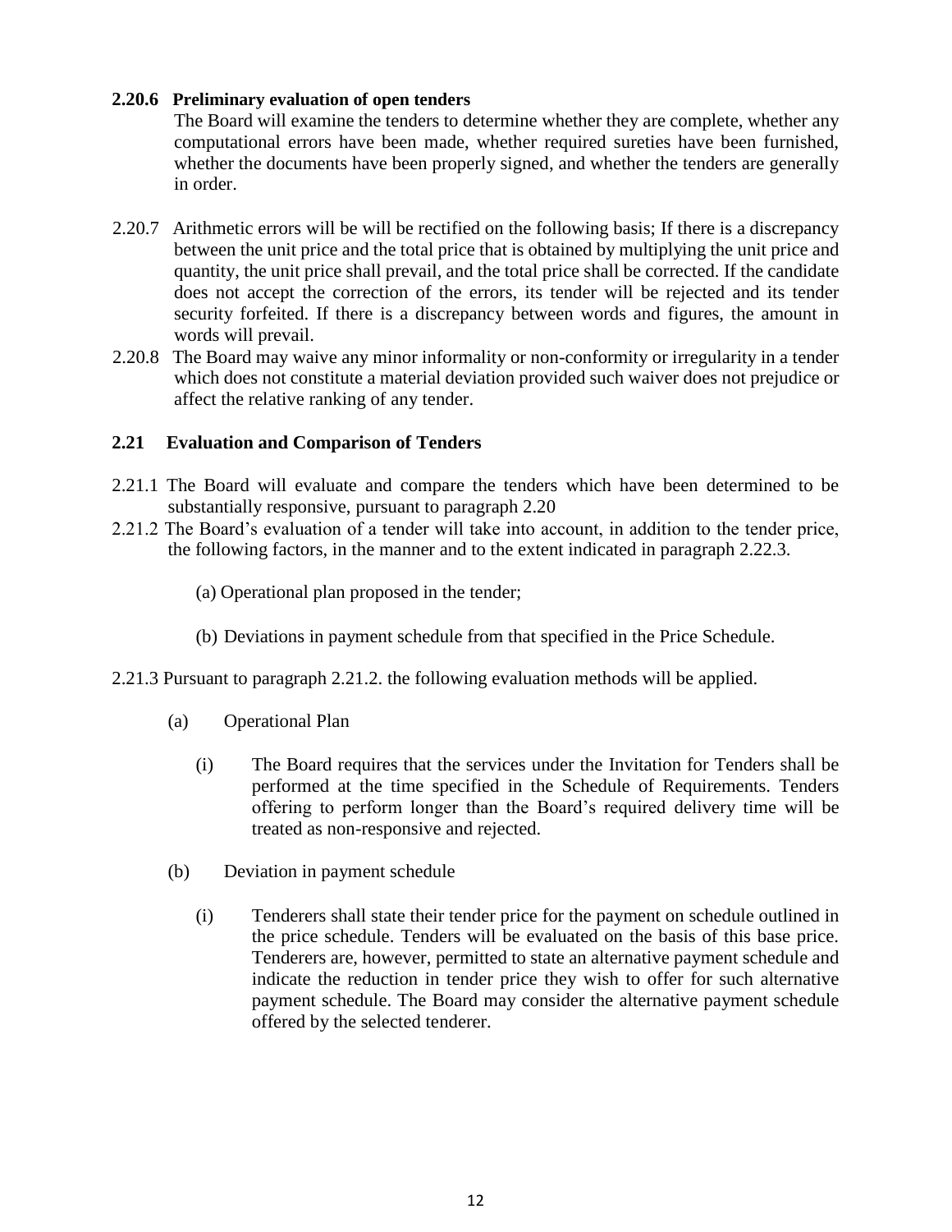**2.20.6 Preliminary evaluation of open tenders**

The Board will examine the tenders to determine whether they are complete, whether any computational errors have been made, whether required sureties have been furnished, whether the documents have been properly signed, and whether the tenders are generally in order.

2.20.7 Arithmetic errors will be will be rectified on the following basis; If there is a discrepancy between the unit price and the total price that is obtained by multiplying the unit price and quantity, the unit price shall prevail, and the total price shall be corrected. If the candidate does not accept the correction of the errors, its tender will be rejected and its tender security forfeited. If there is a discrepancy between words and figures, the amount in words will prevail.

2.20.8 The Board may waive any minor informality or non-conformity or irregularity in a tender which does not constitute a material deviation provided such waiver does not prejudice or affect the relative ranking of any tender.

## 2.21 Evaluation and Comparison of Tenders

2.21.1 The Board will evaluate and compare the tenders which have been determined to be substantially responsive, pursuant to paragraph 2.20

2.21.2 The Board's evaluation of a tender will take into account, in addition to the tender price, the following factors, in the manner and to the extent indicated in paragraph 2.22.3.

(a) Operational plan proposed in the tender;

(b) Deviations in payment schedule from that specified in the Price Schedule.

2.21.3 Pursuant to paragraph 2.21.2. the following evaluation methods will be applied.

(a) Operational Plan

(i) The Board requires that the services under the Invitation for Tenders shall be performed at the time specified in the Schedule of Requirements. Tenders offering to perform longer than the Board's required delivery time will be treated as non-responsive and rejected.

(b) Deviation in payment schedule

(i) Tenderers shall state their tender price for the payment on schedule outlined in the price schedule. Tenders will be evaluated on the basis of this base price. Tenderers are, however, permitted to state an alternative payment schedule and indicate the reduction in tender price they wish to offer for such alternative payment schedule. The Board may consider the alternative payment schedule offered by the selected tenderer.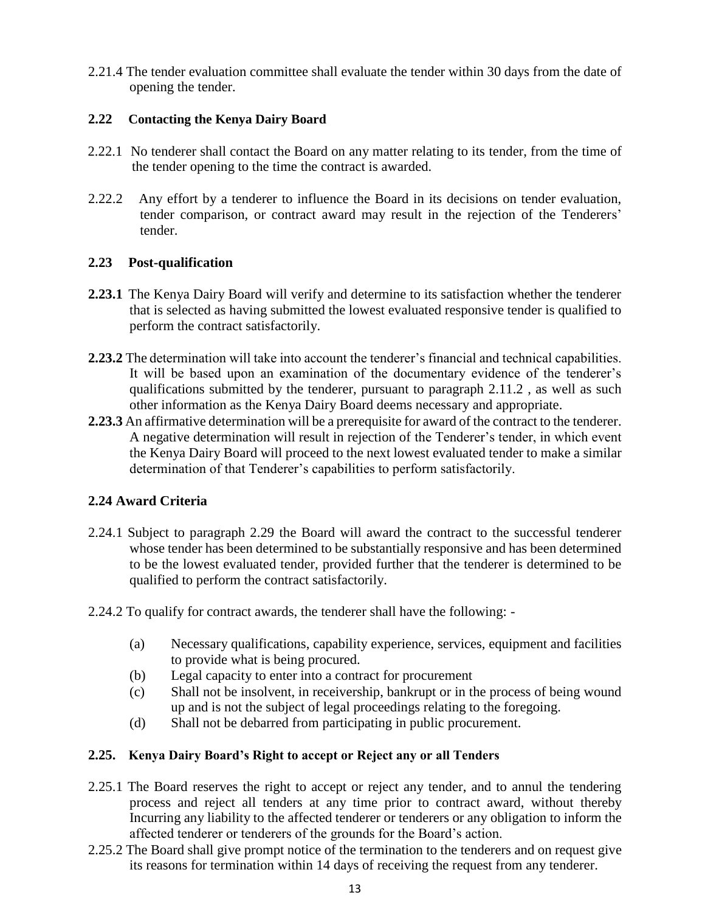2.21.4 The tender evaluation committee shall evaluate the tender within 30 days from the date of opening the tender.

### 2.22 Contacting the Kenya Dairy Board

2.22.1 No tenderer shall contact the Board on any matter relating to its tender, from the time of the tender opening to the time the contract is awarded.

2.22.2 Any effort by a tenderer to influence the Board in its decisions on tender evaluation, tender comparison, or contract award may result in the rejection of the Tenderers' tender.

### 2.23 Post-qualification

**2.23.1** The Kenya Dairy Board will verify and determine to its satisfaction whether the tenderer that is selected as having submitted the lowest evaluated responsive tender is qualified to perform the contract satisfactorily.

**2.23.2** The determination will take into account the tenderer's financial and technical capabilities. It will be based upon an examination of the documentary evidence of the tenderer's qualifications submitted by the tenderer, pursuant to paragraph 2.11.2 , as well as such other information as the Kenya Dairy Board deems necessary and appropriate.

**2.23.3** An affirmative determination will be a prerequisite for award of the contract to the tenderer. A negative determination will result in rejection of the Tenderer's tender, in which event the Kenya Dairy Board will proceed to the next lowest evaluated tender to make a similar determination of that Tenderer's capabilities to perform satisfactorily.

### 2.24 Award Criteria

2.24.1 Subject to paragraph 2.29 the Board will award the contract to the successful tenderer whose tender has been determined to be substantially responsive and has been determined to be the lowest evaluated tender, provided further that the tenderer is determined to be qualified to perform the contract satisfactorily.

2.24.2 To qualify for contract awards, the tenderer shall have the following: -

(a) Necessary qualifications, capability experience, services, equipment and facilities to provide what is being procured.

(b) Legal capacity to enter into a contract for procurement

(c) Shall not be insolvent, in receivership, bankrupt or in the process of being wound up and is not the subject of legal proceedings relating to the foregoing.

(d) Shall not be debarred from participating in public procurement.

### 2.25. Kenya Dairy Board's Right to accept or Reject any or all Tenders

2.25.1 The Board reserves the right to accept or reject any tender, and to annul the tendering process and reject all tenders at any time prior to contract award, without thereby Incurring any liability to the affected tenderer or tenderers or any obligation to inform the affected tenderer or tenderers of the grounds for the Board's action.

2.25.2 The Board shall give prompt notice of the termination to the tenderers and on request give its reasons for termination within 14 days of receiving the request from any tenderer.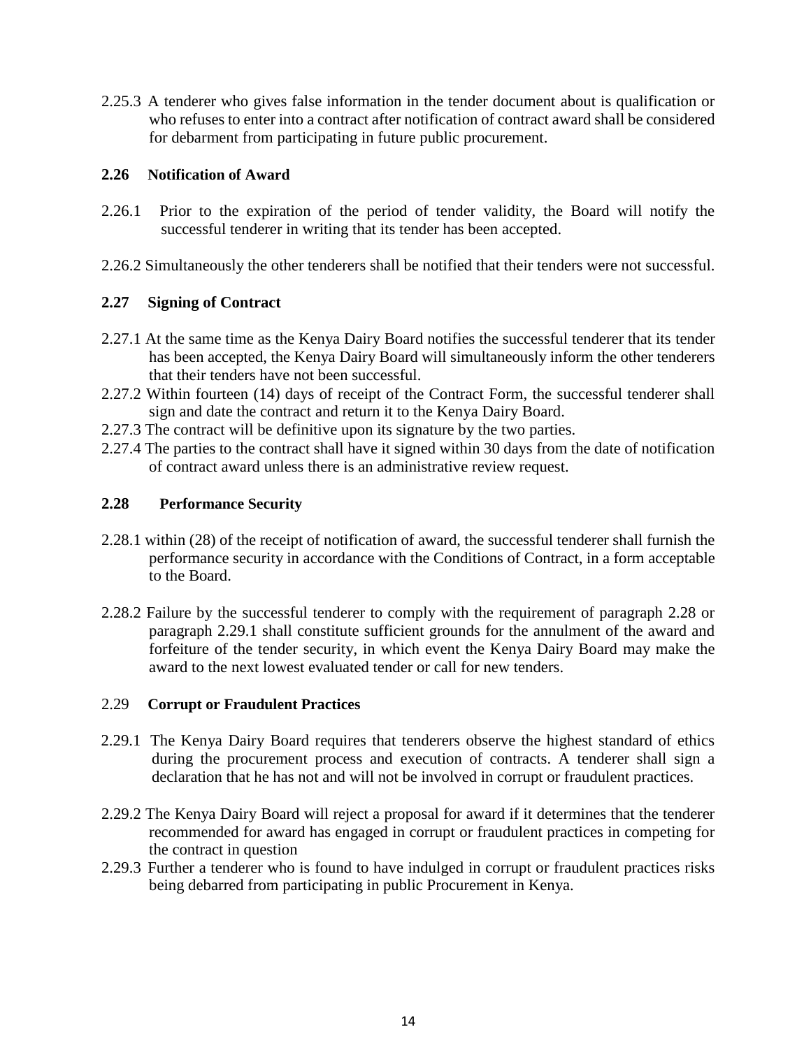2.25.3 A tenderer who gives false information in the tender document about is qualification or who refuses to enter into a contract after notification of contract award shall be considered for debarment from participating in future public procurement.

### 2.26 Notification of Award

2.26.1 Prior to the expiration of the period of tender validity, the Board will notify the successful tenderer in writing that its tender has been accepted.

2.26.2 Simultaneously the other tenderers shall be notified that their tenders were not successful.

### 2.27 Signing of Contract

2.27.1 At the same time as the Kenya Dairy Board notifies the successful tenderer that its tender has been accepted, the Kenya Dairy Board will simultaneously inform the other tenderers that their tenders have not been successful.

2.27.2 Within fourteen (14) days of receipt of the Contract Form, the successful tenderer shall sign and date the contract and return it to the Kenya Dairy Board.

2.27.3 The contract will be definitive upon its signature by the two parties.

2.27.4 The parties to the contract shall have it signed within 30 days from the date of notification of contract award unless there is an administrative review request.

### 2.28 Performance Security

2.28.1 within (28) of the receipt of notification of award, the successful tenderer shall furnish the performance security in accordance with the Conditions of Contract, in a form acceptable to the Board.

2.28.2 Failure by the successful tenderer to comply with the requirement of paragraph 2.28 or paragraph 2.29.1 shall constitute sufficient grounds for the annulment of the award and forfeiture of the tender security, in which event the Kenya Dairy Board may make the award to the next lowest evaluated tender or call for new tenders.

### 2.29 Corrupt or Fraudulent Practices

2.29.1 The Kenya Dairy Board requires that tenderers observe the highest standard of ethics during the procurement process and execution of contracts. A tenderer shall sign a declaration that he has not and will not be involved in corrupt or fraudulent practices.

2.29.2 The Kenya Dairy Board will reject a proposal for award if it determines that the tenderer recommended for award has engaged in corrupt or fraudulent practices in competing for the contract in question

2.29.3 Further a tenderer who is found to have indulged in corrupt or fraudulent practices risks being debarred from participating in public Procurement in Kenya.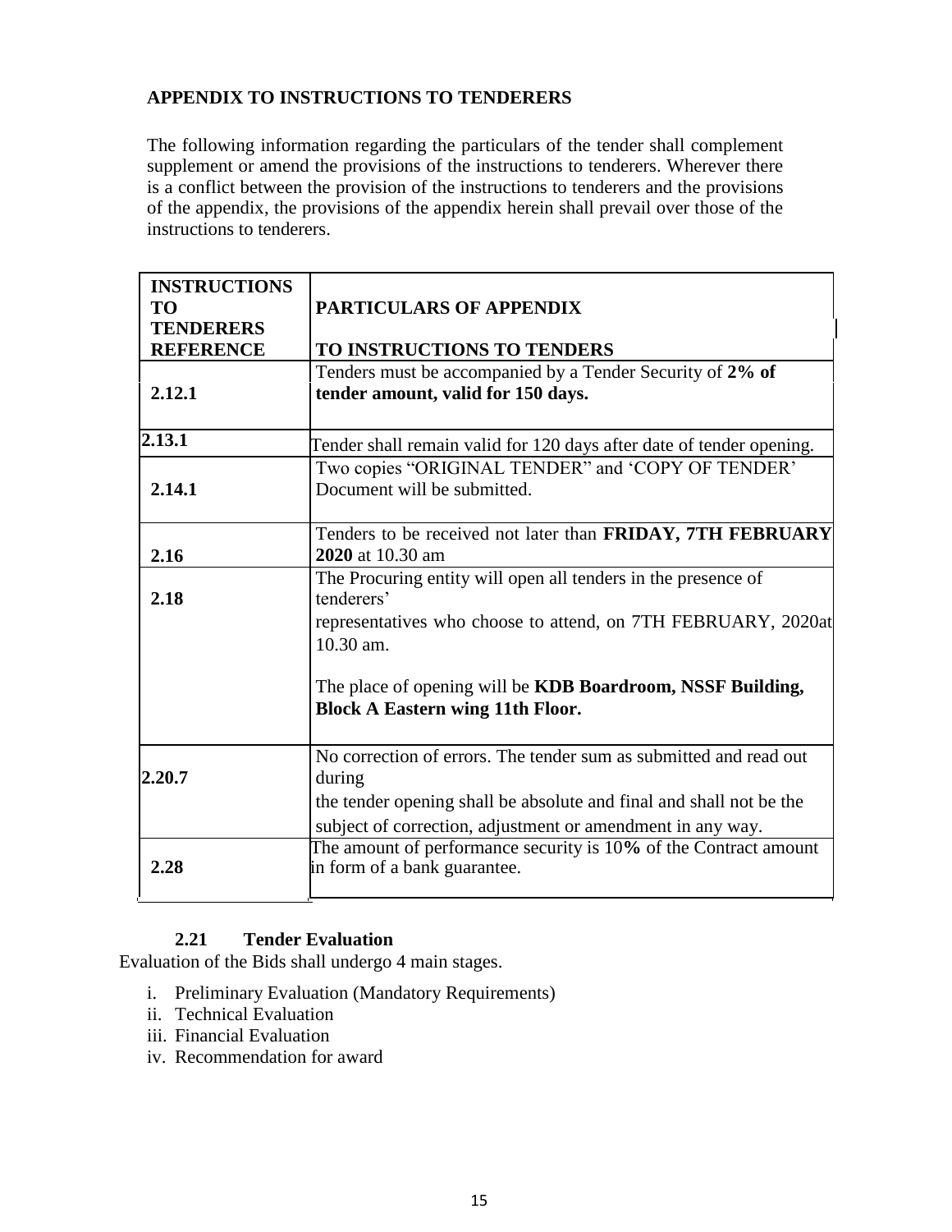**APPENDIX TO INSTRUCTIONS TO TENDERERS**

The following information regarding the particulars of the tender shall complement supplement or amend the provisions of the instructions to tenderers. Wherever there is a conflict between the provision of the instructions to tenderers and the provisions of the appendix, the provisions of the appendix herein shall prevail over those of the instructions to tenderers.

| INSTRUCTIONS TO TENDERERS REFERENCE | PARTICULARS OF APPENDIX TO INSTRUCTIONS TO TENDERS |
|---|---|
| 2.12.1 | Tenders must be accompanied by a Tender Security of **2% of tender amount, valid for 150 days.** |
| 2.13.1 | Tender shall remain valid for 120 days after date of tender opening. |
| 2.14.1 | Two copies "ORIGINAL TENDER" and 'COPY OF TENDER' Document will be submitted. |
| 2.16 | Tenders to be received not later than **FRIDAY, 7TH FEBRUARY 2020** at 10.30 am |
| 2.18 | The Procuring entity will open all tenders in the presence of tenderers' representatives who choose to attend, on 7TH FEBRUARY, 2020at 10.30 am.<br><br>The place of opening will be **KDB Boardroom, NSSF Building, Block A Eastern wing 11th Floor.** |
| 2.20.7 | No correction of errors. The tender sum as submitted and read out during the tender opening shall be absolute and final and shall not be the subject of correction, adjustment or amendment in any way. |
| 2.28 | The amount of performance security is 10**%** of the Contract amount in form of a bank guarantee. |

**2.21 Tender Evaluation**

Evaluation of the Bids shall undergo 4 main stages.

i. Preliminary Evaluation (Mandatory Requirements)
ii. Technical Evaluation
iii. Financial Evaluation
iv. Recommendation for award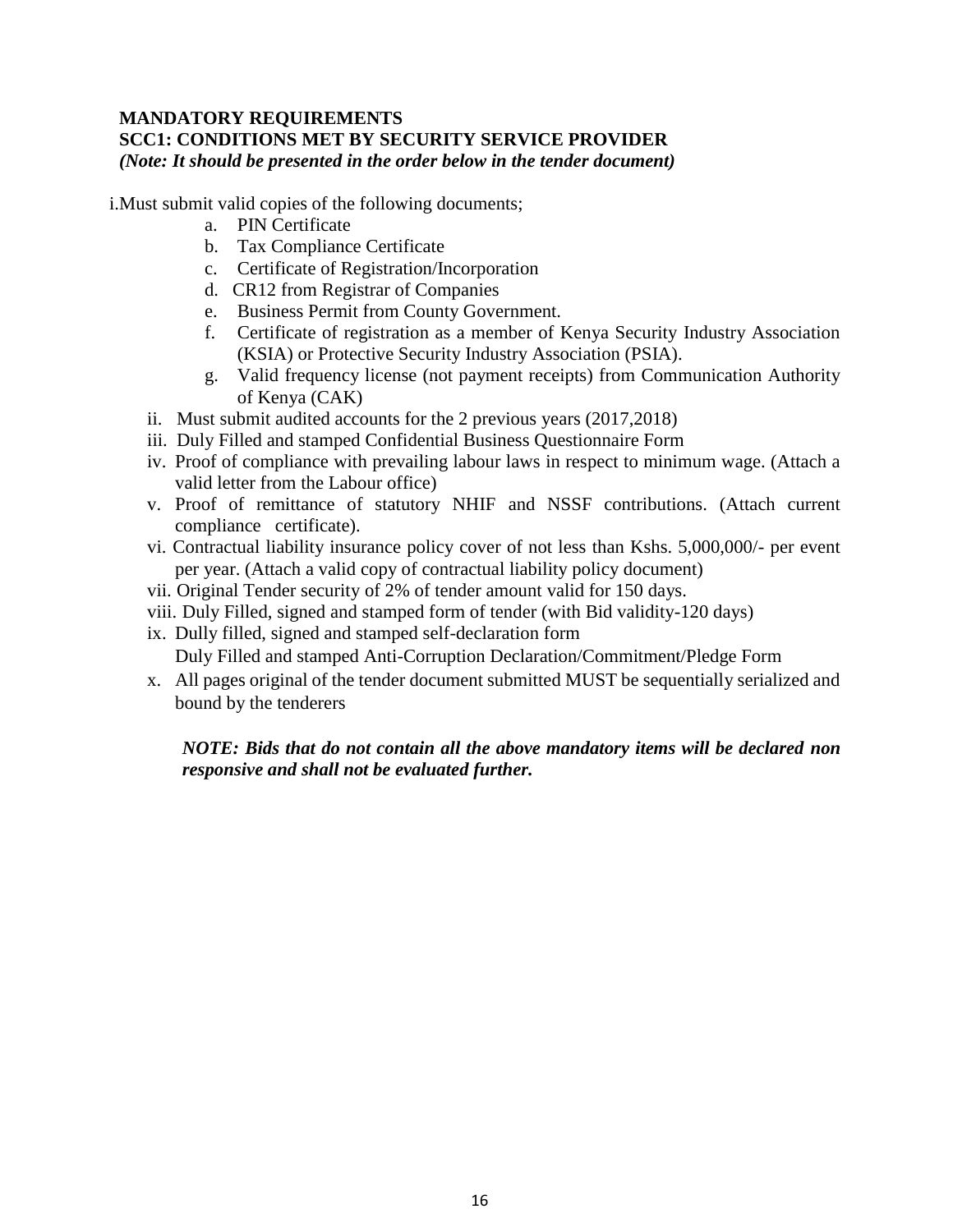**MANDATORY REQUIREMENTS**
**SCC1: CONDITIONS MET BY SECURITY SERVICE PROVIDER**
***(Note: It should be presented in the order below in the tender document)***

i. Must submit valid copies of the following documents;

  a. PIN Certificate
  b. Tax Compliance Certificate
  c. Certificate of Registration/Incorporation
  d. CR12 from Registrar of Companies
  e. Business Permit from County Government.
  f. Certificate of registration as a member of Kenya Security Industry Association (KSIA) or Protective Security Industry Association (PSIA).
  g. Valid frequency license (not payment receipts) from Communication Authority of Kenya (CAK)

ii. Must submit audited accounts for the 2 previous years (2017,2018)

iii. Duly Filled and stamped Confidential Business Questionnaire Form

iv. Proof of compliance with prevailing labour laws in respect to minimum wage. (Attach a valid letter from the Labour office)

v. Proof of remittance of statutory NHIF and NSSF contributions. (Attach current compliance certificate).

vi. Contractual liability insurance policy cover of not less than Kshs. 5,000,000/- per event per year. (Attach a valid copy of contractual liability policy document)

vii. Original Tender security of 2% of tender amount valid for 150 days.

viii. Duly Filled, signed and stamped form of tender (with Bid validity-120 days)

ix. Dully filled, signed and stamped self-declaration form
Duly Filled and stamped Anti-Corruption Declaration/Commitment/Pledge Form

x. All pages original of the tender document submitted MUST be sequentially serialized and bound by the tenderers

***NOTE: Bids that do not contain all the above mandatory items will be declared non responsive and shall not be evaluated further.***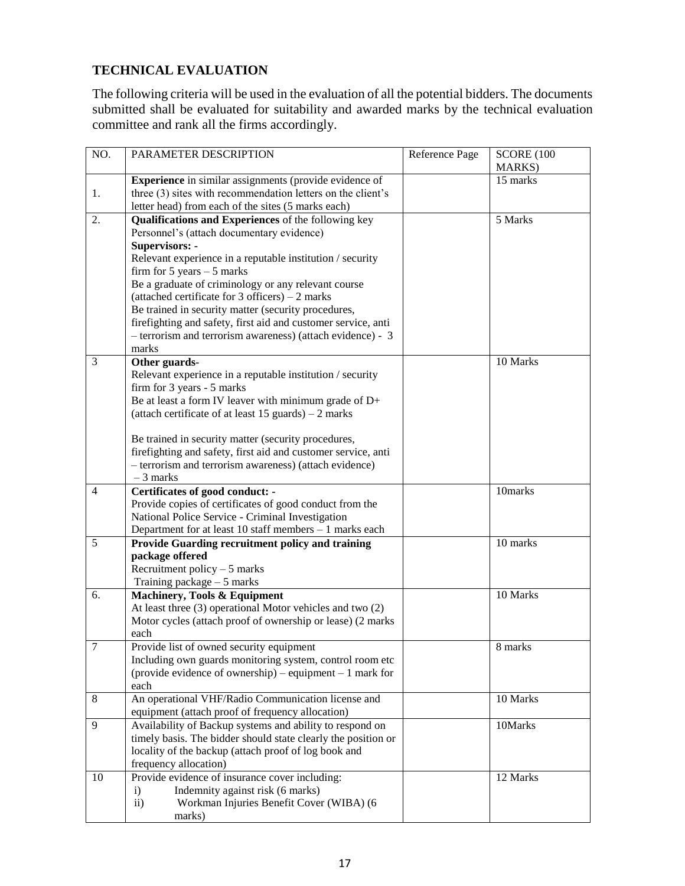## TECHNICAL EVALUATION

The following criteria will be used in the evaluation of all the potential bidders. The documents submitted shall be evaluated for suitability and awarded marks by the technical evaluation committee and rank all the firms accordingly.

| NO. | PARAMETER DESCRIPTION | Reference Page | SCORE (100 MARKS) |
|---|---|---|---|
| 1. | **Experience** in similar assignments (provide evidence of three (3) sites with recommendation letters on the client's letter head) from each of the sites (5 marks each) | | 15 marks |
| 2. | **Qualifications and Experiences** of the following key Personnel's (attach documentary evidence)<br>**Supervisors: -**<br>Relevant experience in a reputable institution / security firm for 5 years – 5 marks<br>Be a graduate of criminology or any relevant course (attached certificate for 3 officers) – 2 marks<br>Be trained in security matter (security procedures, firefighting and safety, first aid and customer service, anti – terrorism and terrorism awareness) (attach evidence) - 3 marks | | 5 Marks |
| 3 | **Other guards-**<br>Relevant experience in a reputable institution / security firm for 3 years - 5 marks<br>Be at least a form IV leaver with minimum grade of D+ (attach certificate of at least 15 guards) – 2 marks<br><br>Be trained in security matter (security procedures, firefighting and safety, first aid and customer service, anti – terrorism and terrorism awareness) (attach evidence) – 3 marks | | 10 Marks |
| 4 | **Certificates of good conduct: -**<br>Provide copies of certificates of good conduct from the National Police Service - Criminal Investigation Department for at least 10 staff members – 1 marks each | | 10marks |
| 5 | **Provide Guarding recruitment policy and training package offered**<br>Recruitment policy – 5 marks<br>Training package – 5 marks | | 10 marks |
| 6. | **Machinery, Tools & Equipment**<br>At least three (3) operational Motor vehicles and two (2) Motor cycles (attach proof of ownership or lease) (2 marks each | | 10 Marks |
| 7 | Provide list of owned security equipment<br>Including own guards monitoring system, control room etc (provide evidence of ownership) – equipment – 1 mark for each | | 8 marks |
| 8 | An operational VHF/Radio Communication license and equipment (attach proof of frequency allocation) | | 10 Marks |
| 9 | Availability of Backup systems and ability to respond on timely basis. The bidder should state clearly the position or locality of the backup (attach proof of log book and frequency allocation) | | 10Marks |
| 10 | Provide evidence of insurance cover including:<br>i) Indemnity against risk (6 marks)<br>ii) Workman Injuries Benefit Cover (WIBA) (6 marks) | | 12 Marks |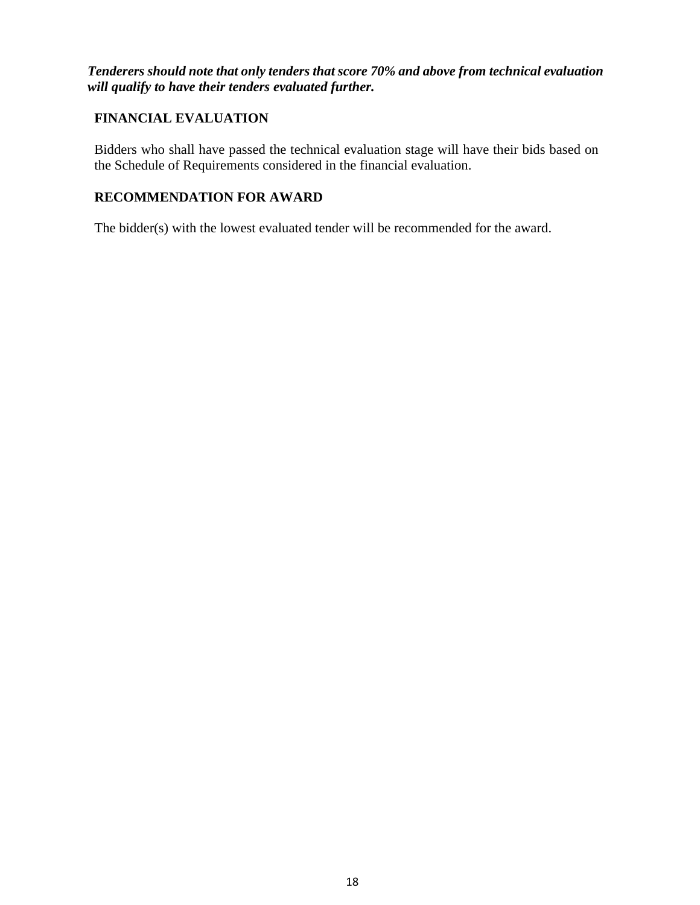***Tenderers should note that only tenders that score 70% and above from technical evaluation will qualify to have their tenders evaluated further.***

**FINANCIAL EVALUATION**

Bidders who shall have passed the technical evaluation stage will have their bids based on the Schedule of Requirements considered in the financial evaluation.

**RECOMMENDATION FOR AWARD**

The bidder(s) with the lowest evaluated tender will be recommended for the award.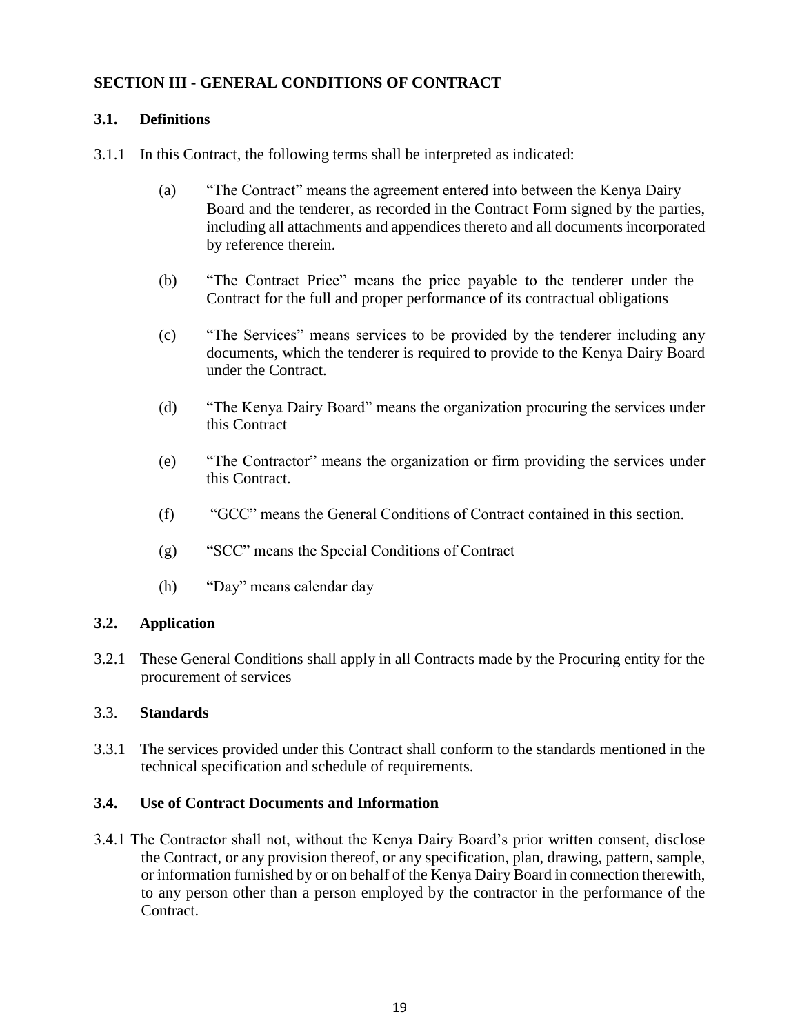## SECTION III - GENERAL CONDITIONS OF CONTRACT

### 3.1. Definitions

3.1.1 In this Contract, the following terms shall be interpreted as indicated:

(a) "The Contract" means the agreement entered into between the Kenya Dairy Board and the tenderer, as recorded in the Contract Form signed by the parties, including all attachments and appendices thereto and all documents incorporated by reference therein.

(b) "The Contract Price" means the price payable to the tenderer under the Contract for the full and proper performance of its contractual obligations

(c) "The Services" means services to be provided by the tenderer including any documents, which the tenderer is required to provide to the Kenya Dairy Board under the Contract.

(d) "The Kenya Dairy Board" means the organization procuring the services under this Contract

(e) "The Contractor" means the organization or firm providing the services under this Contract.

(f) "GCC" means the General Conditions of Contract contained in this section.

(g) "SCC" means the Special Conditions of Contract

(h) "Day" means calendar day

### 3.2. Application

3.2.1 These General Conditions shall apply in all Contracts made by the Procuring entity for the procurement of services

### 3.3. Standards

3.3.1 The services provided under this Contract shall conform to the standards mentioned in the technical specification and schedule of requirements.

### 3.4. Use of Contract Documents and Information

3.4.1 The Contractor shall not, without the Kenya Dairy Board's prior written consent, disclose the Contract, or any provision thereof, or any specification, plan, drawing, pattern, sample, or information furnished by or on behalf of the Kenya Dairy Board in connection therewith, to any person other than a person employed by the contractor in the performance of the Contract.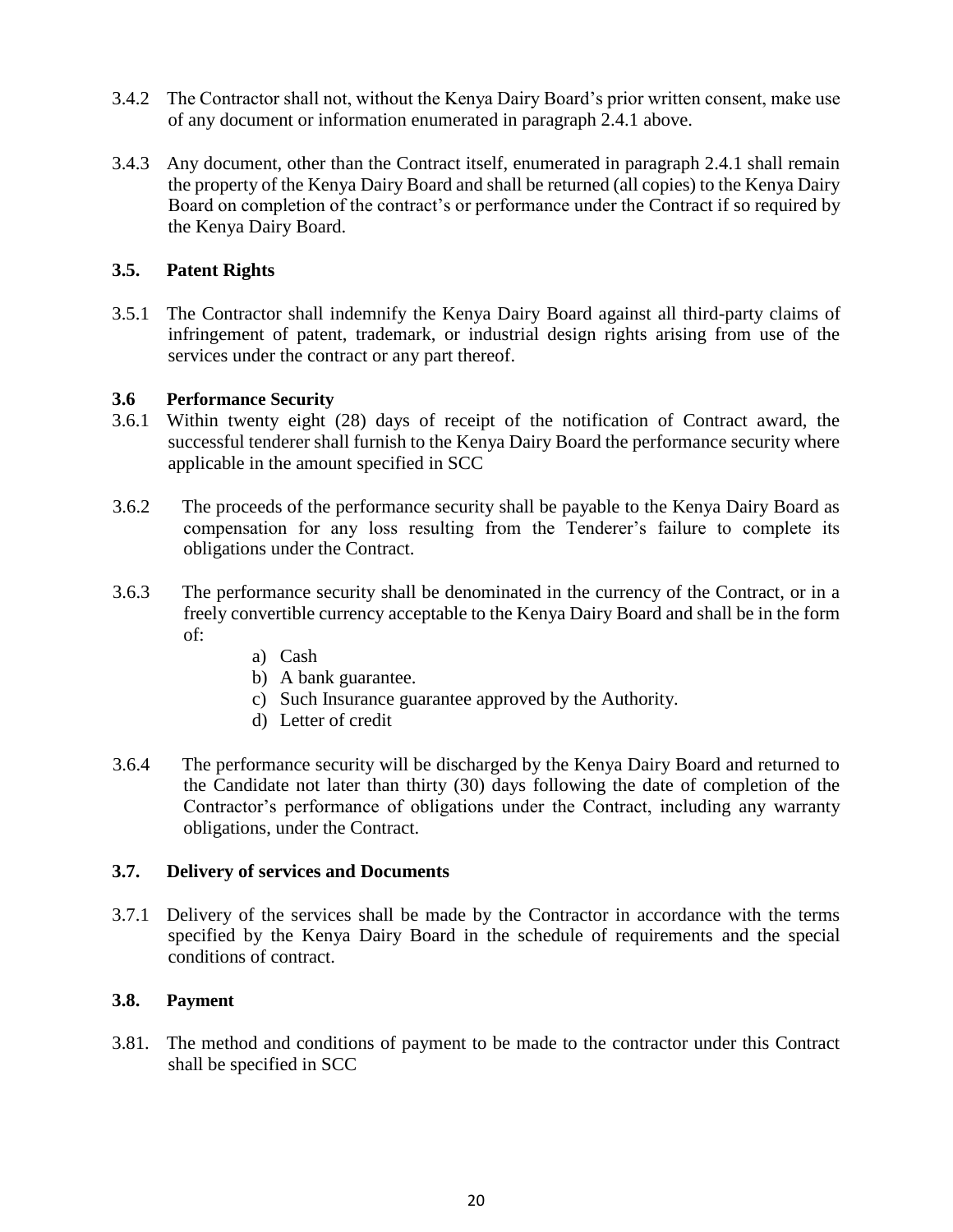3.4.2 The Contractor shall not, without the Kenya Dairy Board's prior written consent, make use of any document or information enumerated in paragraph 2.4.1 above.

3.4.3 Any document, other than the Contract itself, enumerated in paragraph 2.4.1 shall remain the property of the Kenya Dairy Board and shall be returned (all copies) to the Kenya Dairy Board on completion of the contract's or performance under the Contract if so required by the Kenya Dairy Board.

### 3.5. Patent Rights

3.5.1 The Contractor shall indemnify the Kenya Dairy Board against all third-party claims of infringement of patent, trademark, or industrial design rights arising from use of the services under the contract or any part thereof.

### 3.6 Performance Security

3.6.1 Within twenty eight (28) days of receipt of the notification of Contract award, the successful tenderer shall furnish to the Kenya Dairy Board the performance security where applicable in the amount specified in SCC

3.6.2 The proceeds of the performance security shall be payable to the Kenya Dairy Board as compensation for any loss resulting from the Tenderer's failure to complete its obligations under the Contract.

3.6.3 The performance security shall be denominated in the currency of the Contract, or in a freely convertible currency acceptable to the Kenya Dairy Board and shall be in the form of:

a) Cash
b) A bank guarantee.
c) Such Insurance guarantee approved by the Authority.
d) Letter of credit

3.6.4 The performance security will be discharged by the Kenya Dairy Board and returned to the Candidate not later than thirty (30) days following the date of completion of the Contractor's performance of obligations under the Contract, including any warranty obligations, under the Contract.

### 3.7. Delivery of services and Documents

3.7.1 Delivery of the services shall be made by the Contractor in accordance with the terms specified by the Kenya Dairy Board in the schedule of requirements and the special conditions of contract.

### 3.8. Payment

3.81. The method and conditions of payment to be made to the contractor under this Contract shall be specified in SCC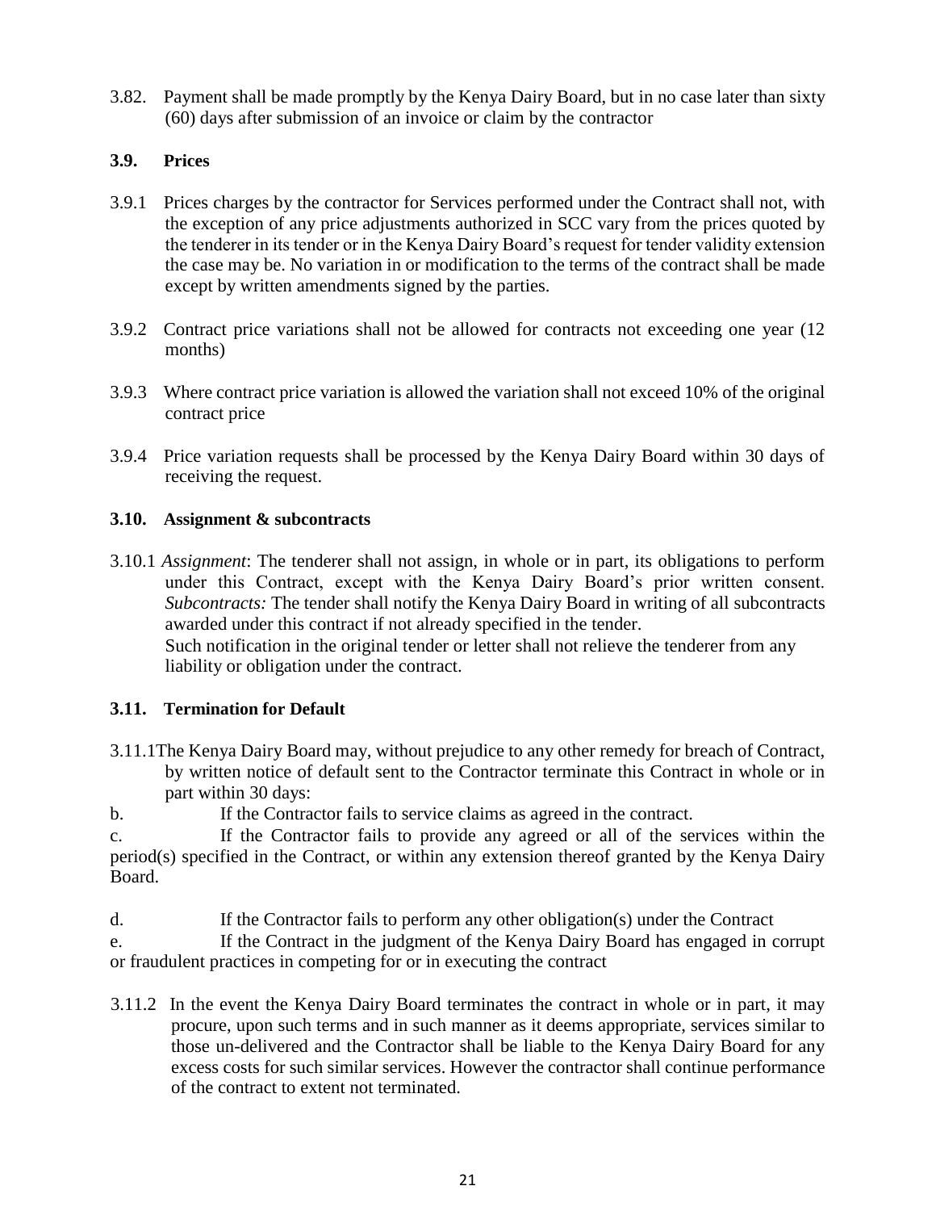3.82. Payment shall be made promptly by the Kenya Dairy Board, but in no case later than sixty (60) days after submission of an invoice or claim by the contractor

### 3.9. Prices

3.9.1 Prices charges by the contractor for Services performed under the Contract shall not, with the exception of any price adjustments authorized in SCC vary from the prices quoted by the tenderer in its tender or in the Kenya Dairy Board's request for tender validity extension the case may be. No variation in or modification to the terms of the contract shall be made except by written amendments signed by the parties.

3.9.2 Contract price variations shall not be allowed for contracts not exceeding one year (12 months)

3.9.3 Where contract price variation is allowed the variation shall not exceed 10% of the original contract price

3.9.4 Price variation requests shall be processed by the Kenya Dairy Board within 30 days of receiving the request.

### 3.10. Assignment & subcontracts

3.10.1 *Assignment*: The tenderer shall not assign, in whole or in part, its obligations to perform under this Contract, except with the Kenya Dairy Board's prior written consent. *Subcontracts:* The tender shall notify the Kenya Dairy Board in writing of all subcontracts awarded under this contract if not already specified in the tender.
Such notification in the original tender or letter shall not relieve the tenderer from any liability or obligation under the contract.

### 3.11. Termination for Default

3.11.1The Kenya Dairy Board may, without prejudice to any other remedy for breach of Contract, by written notice of default sent to the Contractor terminate this Contract in whole or in part within 30 days:

b. If the Contractor fails to service claims as agreed in the contract.

c. If the Contractor fails to provide any agreed or all of the services within the period(s) specified in the Contract, or within any extension thereof granted by the Kenya Dairy Board.

d. If the Contractor fails to perform any other obligation(s) under the Contract

e. If the Contract in the judgment of the Kenya Dairy Board has engaged in corrupt or fraudulent practices in competing for or in executing the contract

3.11.2 In the event the Kenya Dairy Board terminates the contract in whole or in part, it may procure, upon such terms and in such manner as it deems appropriate, services similar to those un-delivered and the Contractor shall be liable to the Kenya Dairy Board for any excess costs for such similar services. However the contractor shall continue performance of the contract to extent not terminated.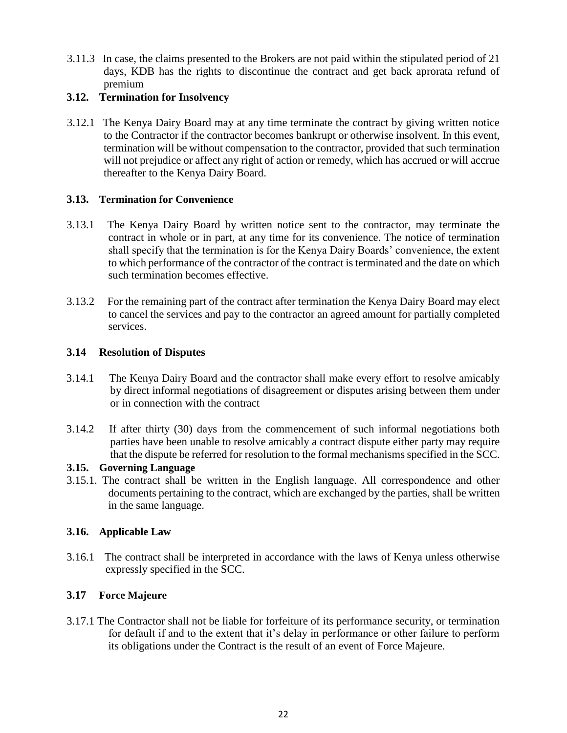3.11.3 In case, the claims presented to the Brokers are not paid within the stipulated period of 21 days, KDB has the rights to discontinue the contract and get back aprorata refund of premium

### 3.12. Termination for Insolvency

3.12.1 The Kenya Dairy Board may at any time terminate the contract by giving written notice to the Contractor if the contractor becomes bankrupt or otherwise insolvent. In this event, termination will be without compensation to the contractor, provided that such termination will not prejudice or affect any right of action or remedy, which has accrued or will accrue thereafter to the Kenya Dairy Board.

### 3.13. Termination for Convenience

3.13.1 The Kenya Dairy Board by written notice sent to the contractor, may terminate the contract in whole or in part, at any time for its convenience. The notice of termination shall specify that the termination is for the Kenya Dairy Boards' convenience, the extent to which performance of the contractor of the contract is terminated and the date on which such termination becomes effective.

3.13.2 For the remaining part of the contract after termination the Kenya Dairy Board may elect to cancel the services and pay to the contractor an agreed amount for partially completed services.

### 3.14 Resolution of Disputes

3.14.1 The Kenya Dairy Board and the contractor shall make every effort to resolve amicably by direct informal negotiations of disagreement or disputes arising between them under or in connection with the contract

3.14.2 If after thirty (30) days from the commencement of such informal negotiations both parties have been unable to resolve amicably a contract dispute either party may require that the dispute be referred for resolution to the formal mechanisms specified in the SCC.

### 3.15. Governing Language

3.15.1. The contract shall be written in the English language. All correspondence and other documents pertaining to the contract, which are exchanged by the parties, shall be written in the same language.

### 3.16. Applicable Law

3.16.1 The contract shall be interpreted in accordance with the laws of Kenya unless otherwise expressly specified in the SCC.

### 3.17 Force Majeure

3.17.1 The Contractor shall not be liable for forfeiture of its performance security, or termination for default if and to the extent that it's delay in performance or other failure to perform its obligations under the Contract is the result of an event of Force Majeure.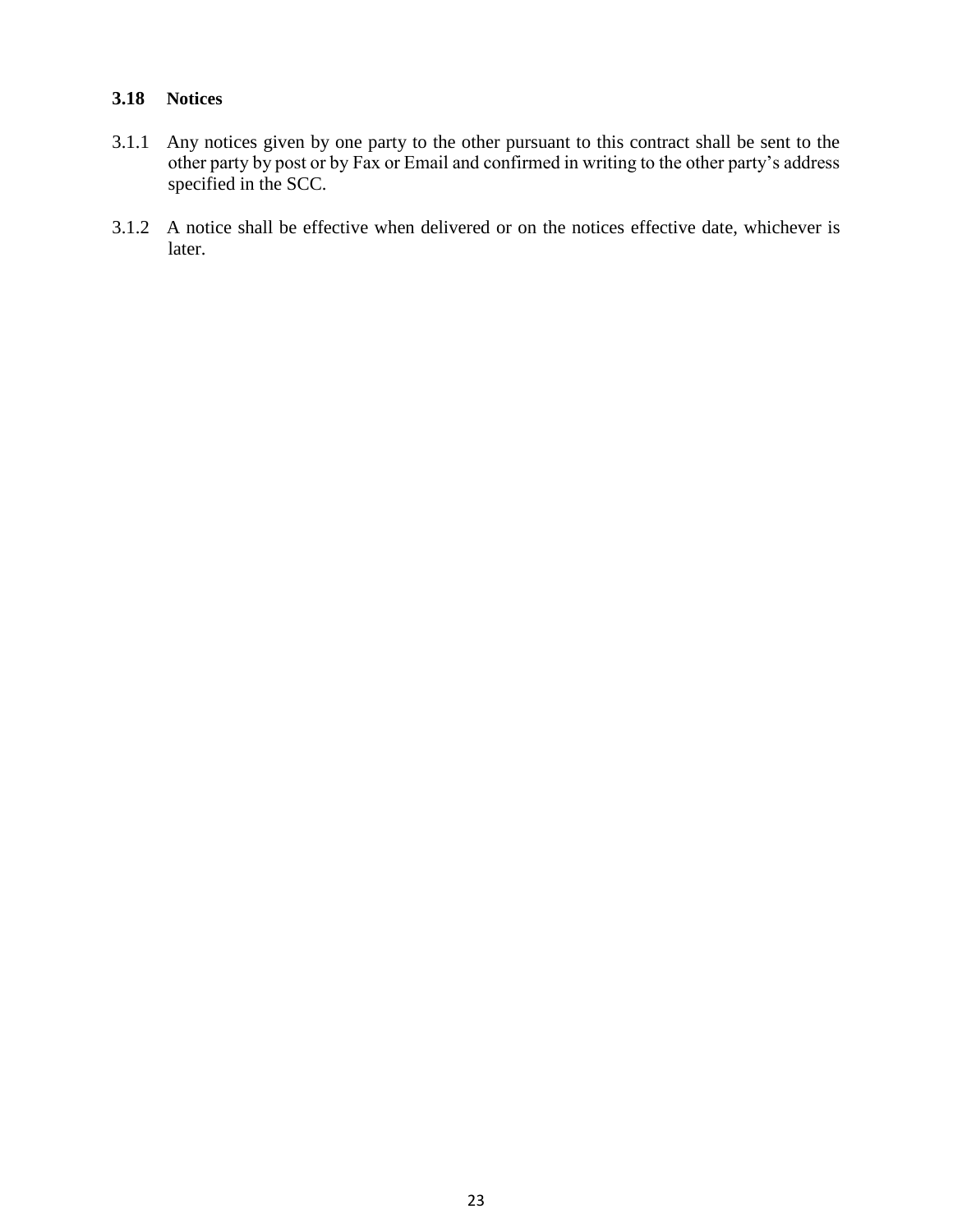### 3.18 Notices

3.1.1 Any notices given by one party to the other pursuant to this contract shall be sent to the other party by post or by Fax or Email and confirmed in writing to the other party's address specified in the SCC.

3.1.2 A notice shall be effective when delivered or on the notices effective date, whichever is later.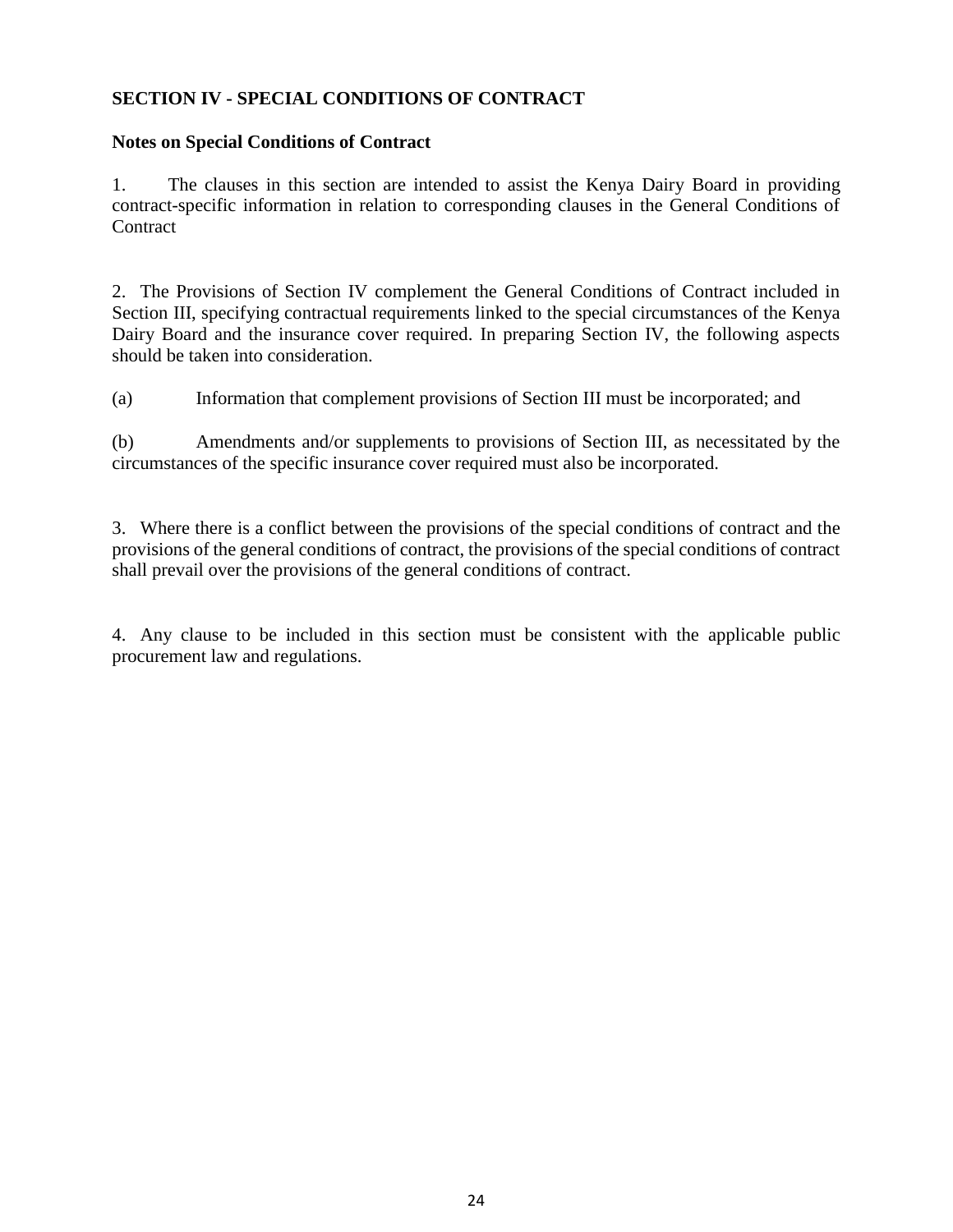## SECTION IV - SPECIAL CONDITIONS OF CONTRACT

**Notes on Special Conditions of Contract**

1. The clauses in this section are intended to assist the Kenya Dairy Board in providing contract-specific information in relation to corresponding clauses in the General Conditions of Contract

2. The Provisions of Section IV complement the General Conditions of Contract included in Section III, specifying contractual requirements linked to the special circumstances of the Kenya Dairy Board and the insurance cover required. In preparing Section IV, the following aspects should be taken into consideration.

(a) Information that complement provisions of Section III must be incorporated; and

(b) Amendments and/or supplements to provisions of Section III, as necessitated by the circumstances of the specific insurance cover required must also be incorporated.

3. Where there is a conflict between the provisions of the special conditions of contract and the provisions of the general conditions of contract, the provisions of the special conditions of contract shall prevail over the provisions of the general conditions of contract.

4. Any clause to be included in this section must be consistent with the applicable public procurement law and regulations.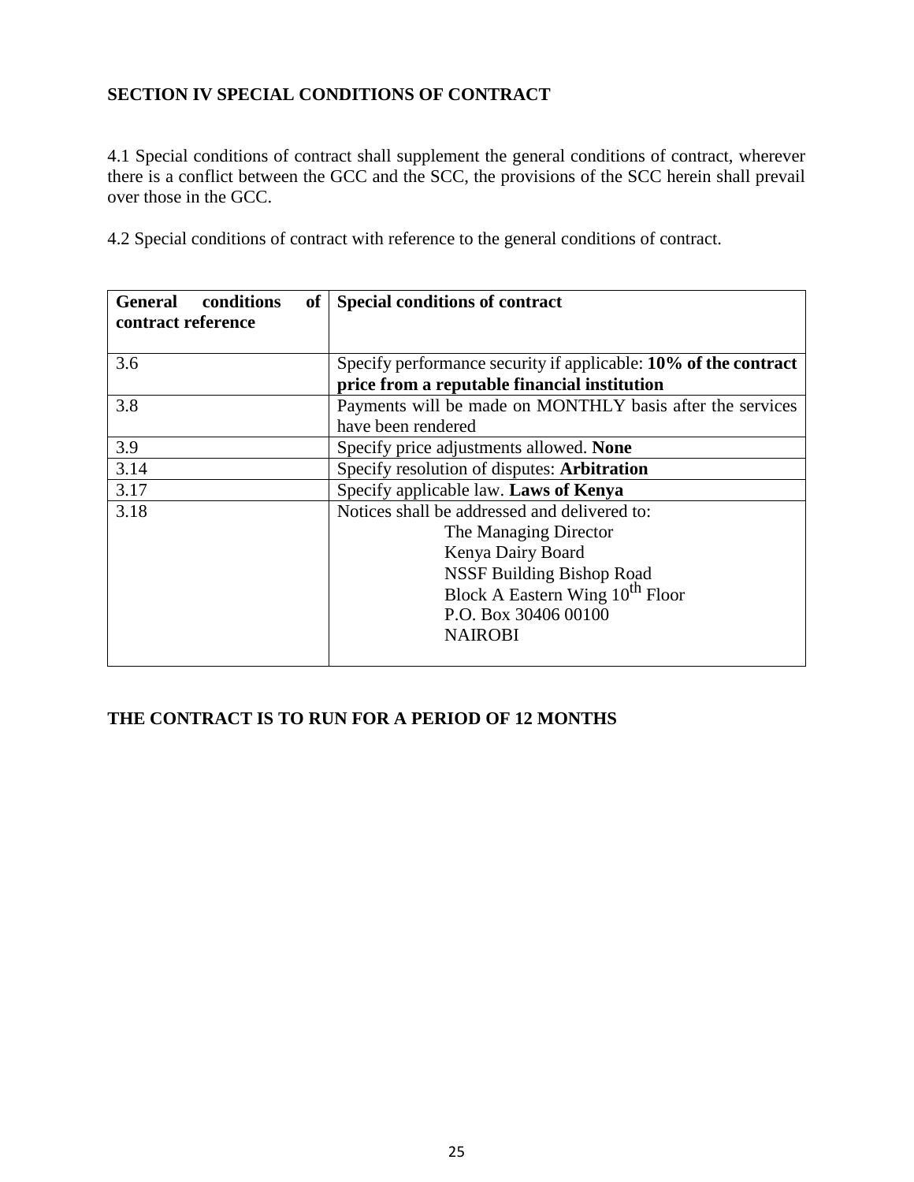## SECTION IV SPECIAL CONDITIONS OF CONTRACT

4.1 Special conditions of contract shall supplement the general conditions of contract, wherever there is a conflict between the GCC and the SCC, the provisions of the SCC herein shall prevail over those in the GCC.

4.2 Special conditions of contract with reference to the general conditions of contract.

| **General conditions of contract reference** | **Special conditions of contract** |
|---|---|
| 3.6 | Specify performance security if applicable: **10% of the contract price from a reputable financial institution** |
| 3.8 | Payments will be made on MONTHLY basis after the services have been rendered |
| 3.9 | Specify price adjustments allowed. **None** |
| 3.14 | Specify resolution of disputes: **Arbitration** |
| 3.17 | Specify applicable law. **Laws of Kenya** |
| 3.18 | Notices shall be addressed and delivered to:<br>The Managing Director<br>Kenya Dairy Board<br>NSSF Building Bishop Road<br>Block A Eastern Wing 10th Floor<br>P.O. Box 30406 00100<br>NAIROBI |

**THE CONTRACT IS TO RUN FOR A PERIOD OF 12 MONTHS**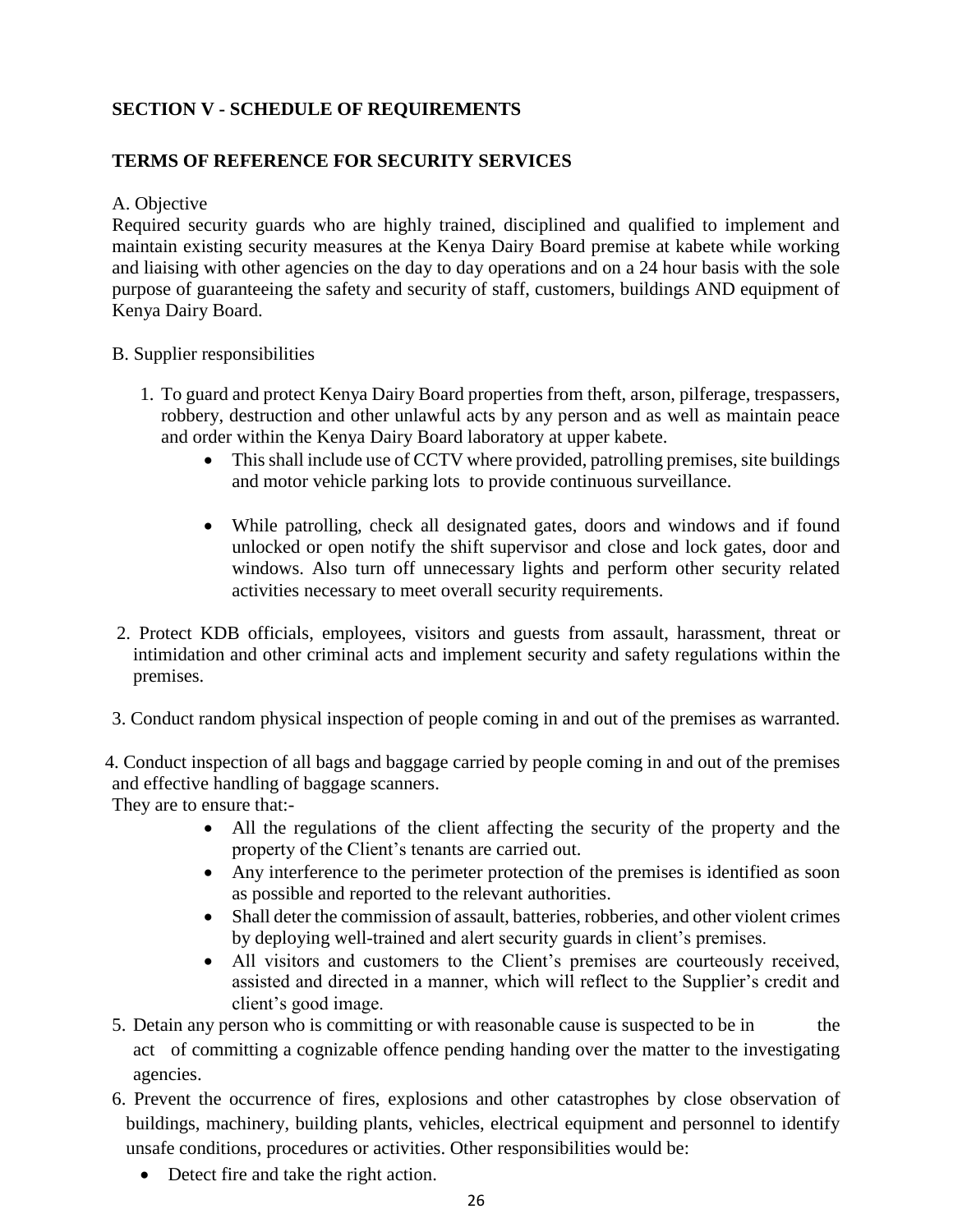**SECTION V - SCHEDULE OF REQUIREMENTS**

**TERMS OF REFERENCE FOR SECURITY SERVICES**

A. Objective

Required security guards who are highly trained, disciplined and qualified to implement and maintain existing security measures at the Kenya Dairy Board premise at kabete while working and liaising with other agencies on the day to day operations and on a 24 hour basis with the sole purpose of guaranteeing the safety and security of staff, customers, buildings AND equipment of Kenya Dairy Board.

B. Supplier responsibilities

1. To guard and protect Kenya Dairy Board properties from theft, arson, pilferage, trespassers, robbery, destruction and other unlawful acts by any person and as well as maintain peace and order within the Kenya Dairy Board laboratory at upper kabete.
   - This shall include use of CCTV where provided, patrolling premises, site buildings and motor vehicle parking lots to provide continuous surveillance.
   - While patrolling, check all designated gates, doors and windows and if found unlocked or open notify the shift supervisor and close and lock gates, door and windows. Also turn off unnecessary lights and perform other security related activities necessary to meet overall security requirements.

2. Protect KDB officials, employees, visitors and guests from assault, harassment, threat or intimidation and other criminal acts and implement security and safety regulations within the premises.

3. Conduct random physical inspection of people coming in and out of the premises as warranted.

4. Conduct inspection of all bags and baggage carried by people coming in and out of the premises and effective handling of baggage scanners.

   They are to ensure that:-
   - All the regulations of the client affecting the security of the property and the property of the Client's tenants are carried out.
   - Any interference to the perimeter protection of the premises is identified as soon as possible and reported to the relevant authorities.
   - Shall deter the commission of assault, batteries, robberies, and other violent crimes by deploying well-trained and alert security guards in client's premises.
   - All visitors and customers to the Client's premises are courteously received, assisted and directed in a manner, which will reflect to the Supplier's credit and client's good image.

5. Detain any person who is committing or with reasonable cause is suspected to be in the act of committing a cognizable offence pending handing over the matter to the investigating agencies.

6. Prevent the occurrence of fires, explosions and other catastrophes by close observation of buildings, machinery, building plants, vehicles, electrical equipment and personnel to identify unsafe conditions, procedures or activities. Other responsibilities would be:
   - Detect fire and take the right action.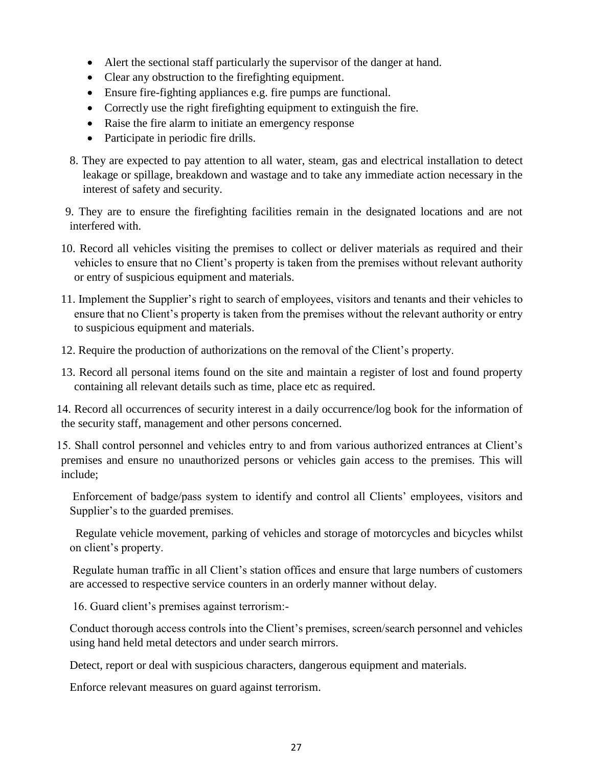- Alert the sectional staff particularly the supervisor of the danger at hand.
- Clear any obstruction to the firefighting equipment.
- Ensure fire-fighting appliances e.g. fire pumps are functional.
- Correctly use the right firefighting equipment to extinguish the fire.
- Raise the fire alarm to initiate an emergency response
- Participate in periodic fire drills.

8. They are expected to pay attention to all water, steam, gas and electrical installation to detect leakage or spillage, breakdown and wastage and to take any immediate action necessary in the interest of safety and security.

9. They are to ensure the firefighting facilities remain in the designated locations and are not interfered with.

10. Record all vehicles visiting the premises to collect or deliver materials as required and their vehicles to ensure that no Client's property is taken from the premises without relevant authority or entry of suspicious equipment and materials.

11. Implement the Supplier's right to search of employees, visitors and tenants and their vehicles to ensure that no Client's property is taken from the premises without the relevant authority or entry to suspicious equipment and materials.

12. Require the production of authorizations on the removal of the Client's property.

13. Record all personal items found on the site and maintain a register of lost and found property containing all relevant details such as time, place etc as required.

14. Record all occurrences of security interest in a daily occurrence/log book for the information of the security staff, management and other persons concerned.

15. Shall control personnel and vehicles entry to and from various authorized entrances at Client's premises and ensure no unauthorized persons or vehicles gain access to the premises. This will include;

Enforcement of badge/pass system to identify and control all Clients' employees, visitors and Supplier's to the guarded premises.

Regulate vehicle movement, parking of vehicles and storage of motorcycles and bicycles whilst on client's property.

Regulate human traffic in all Client's station offices and ensure that large numbers of customers are accessed to respective service counters in an orderly manner without delay.

16. Guard client's premises against terrorism:-

Conduct thorough access controls into the Client's premises, screen/search personnel and vehicles using hand held metal detectors and under search mirrors.

Detect, report or deal with suspicious characters, dangerous equipment and materials.

Enforce relevant measures on guard against terrorism.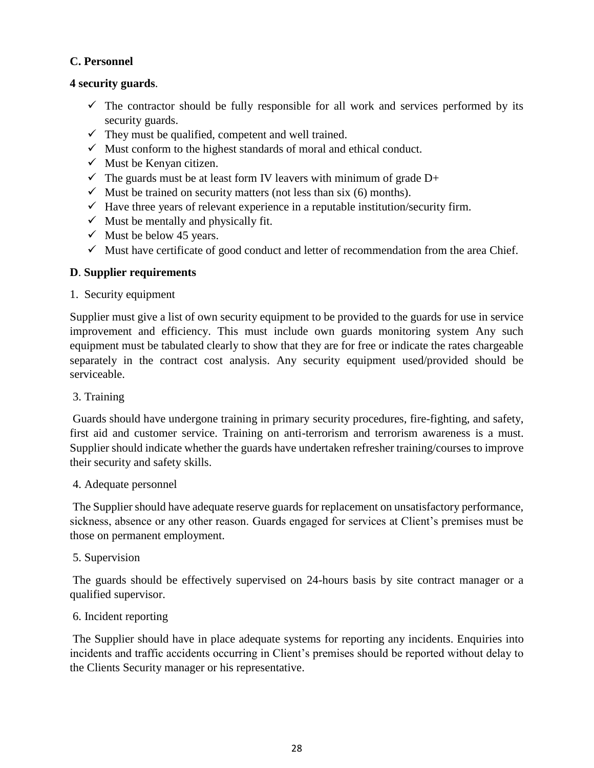**C. Personnel**

**4 security guards**.

- ✓ The contractor should be fully responsible for all work and services performed by its security guards.
- ✓ They must be qualified, competent and well trained.
- ✓ Must conform to the highest standards of moral and ethical conduct.
- ✓ Must be Kenyan citizen.
- ✓ The guards must be at least form IV leavers with minimum of grade D+
- ✓ Must be trained on security matters (not less than six (6) months).
- ✓ Have three years of relevant experience in a reputable institution/security firm.
- ✓ Must be mentally and physically fit.
- ✓ Must be below 45 years.
- ✓ Must have certificate of good conduct and letter of recommendation from the area Chief.

**D**. **Supplier requirements**

1. Security equipment

Supplier must give a list of own security equipment to be provided to the guards for use in service improvement and efficiency. This must include own guards monitoring system Any such equipment must be tabulated clearly to show that they are for free or indicate the rates chargeable separately in the contract cost analysis. Any security equipment used/provided should be serviceable.

3. Training

Guards should have undergone training in primary security procedures, fire-fighting, and safety, first aid and customer service. Training on anti-terrorism and terrorism awareness is a must. Supplier should indicate whether the guards have undertaken refresher training/courses to improve their security and safety skills.

4. Adequate personnel

The Supplier should have adequate reserve guards for replacement on unsatisfactory performance, sickness, absence or any other reason. Guards engaged for services at Client's premises must be those on permanent employment.

5. Supervision

The guards should be effectively supervised on 24-hours basis by site contract manager or a qualified supervisor.

6. Incident reporting

The Supplier should have in place adequate systems for reporting any incidents. Enquiries into incidents and traffic accidents occurring in Client's premises should be reported without delay to the Clients Security manager or his representative.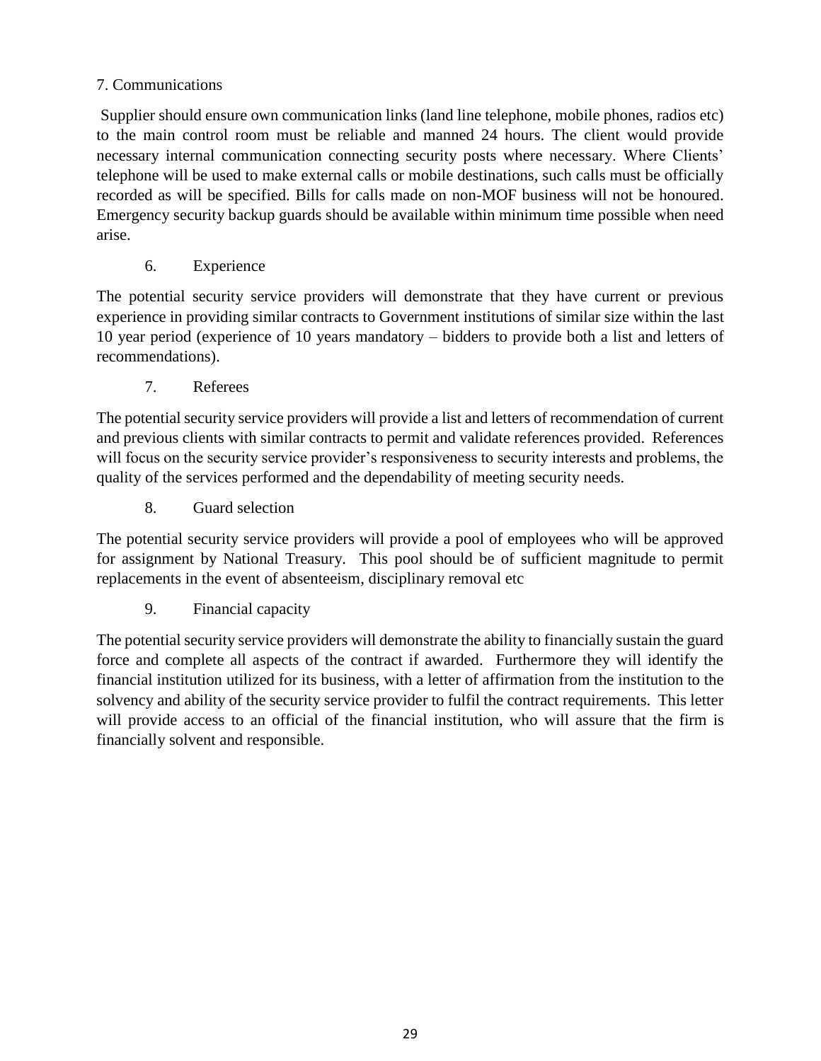7. Communications

Supplier should ensure own communication links (land line telephone, mobile phones, radios etc) to the main control room must be reliable and manned 24 hours. The client would provide necessary internal communication connecting security posts where necessary. Where Clients' telephone will be used to make external calls or mobile destinations, such calls must be officially recorded as will be specified. Bills for calls made on non-MOF business will not be honoured. Emergency security backup guards should be available within minimum time possible when need arise.

6. Experience

The potential security service providers will demonstrate that they have current or previous experience in providing similar contracts to Government institutions of similar size within the last 10 year period (experience of 10 years mandatory – bidders to provide both a list and letters of recommendations).

7. Referees

The potential security service providers will provide a list and letters of recommendation of current and previous clients with similar contracts to permit and validate references provided. References will focus on the security service provider's responsiveness to security interests and problems, the quality of the services performed and the dependability of meeting security needs.

8. Guard selection

The potential security service providers will provide a pool of employees who will be approved for assignment by National Treasury. This pool should be of sufficient magnitude to permit replacements in the event of absenteeism, disciplinary removal etc

9. Financial capacity

The potential security service providers will demonstrate the ability to financially sustain the guard force and complete all aspects of the contract if awarded. Furthermore they will identify the financial institution utilized for its business, with a letter of affirmation from the institution to the solvency and ability of the security service provider to fulfil the contract requirements. This letter will provide access to an official of the financial institution, who will assure that the firm is financially solvent and responsible.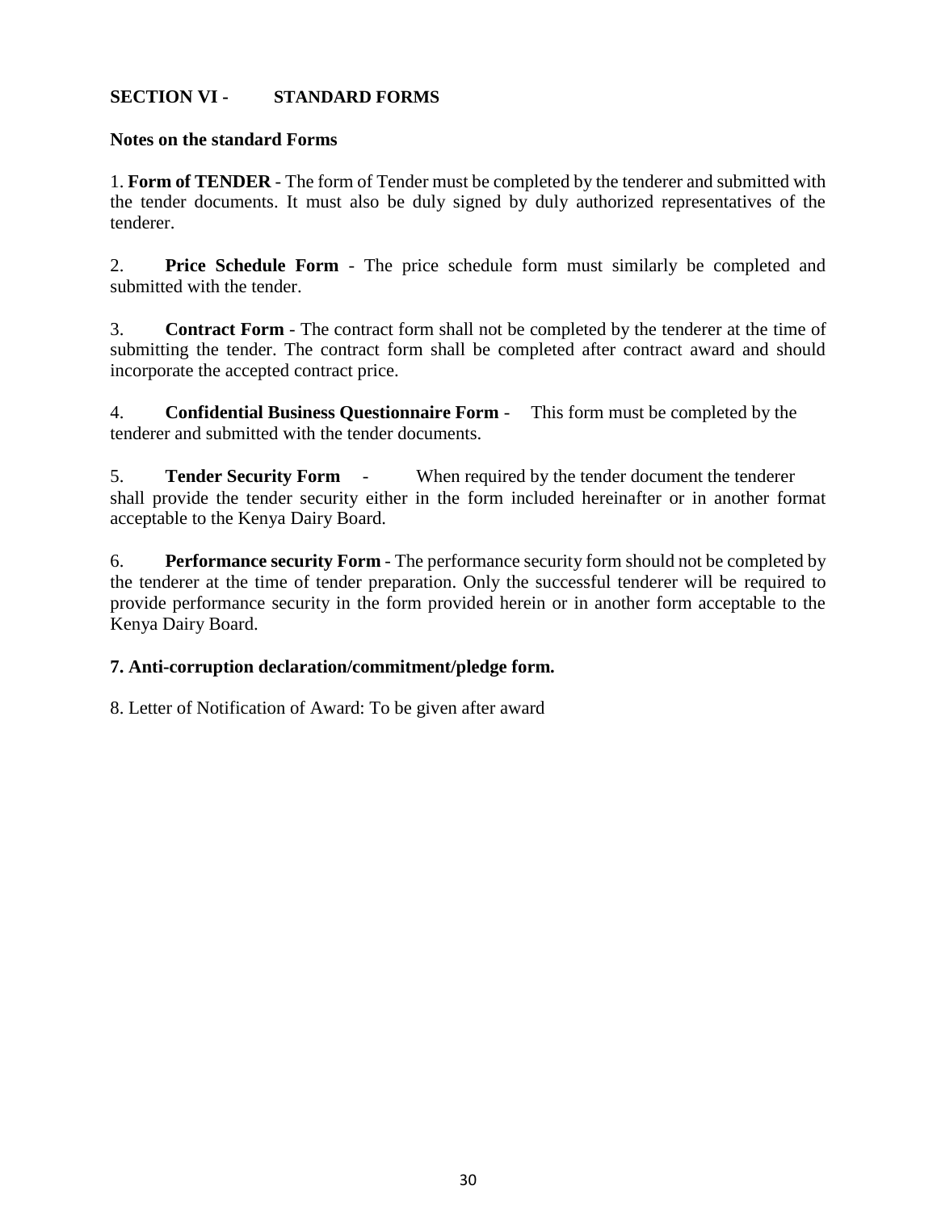## SECTION VI - STANDARD FORMS

### Notes on the standard Forms

1. **Form of TENDER** - The form of Tender must be completed by the tenderer and submitted with the tender documents. It must also be duly signed by duly authorized representatives of the tenderer.

2. **Price Schedule Form** - The price schedule form must similarly be completed and submitted with the tender.

3. **Contract Form** - The contract form shall not be completed by the tenderer at the time of submitting the tender. The contract form shall be completed after contract award and should incorporate the accepted contract price.

4. **Confidential Business Questionnaire Form** - This form must be completed by the tenderer and submitted with the tender documents.

5. **Tender Security Form** - When required by the tender document the tenderer shall provide the tender security either in the form included hereinafter or in another format acceptable to the Kenya Dairy Board.

6. **Performance security Form** - The performance security form should not be completed by the tenderer at the time of tender preparation. Only the successful tenderer will be required to provide performance security in the form provided herein or in another form acceptable to the Kenya Dairy Board.

**7. Anti-corruption declaration/commitment/pledge form.**

8. Letter of Notification of Award: To be given after award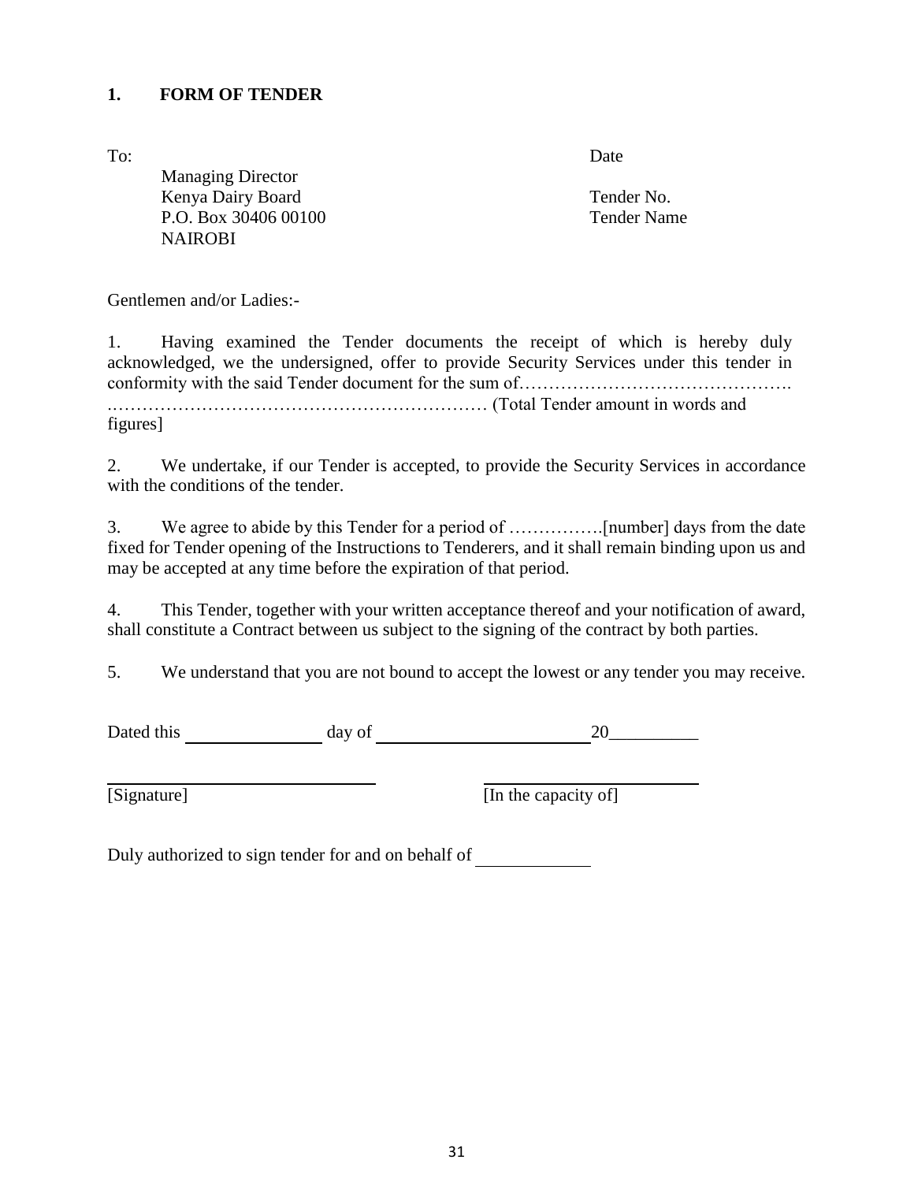## 1. FORM OF TENDER

To:

Managing Director
Kenya Dairy Board
P.O. Box 30406 00100
NAIROBI

Date

Tender No.
Tender Name

Gentlemen and/or Ladies:-

1. Having examined the Tender documents the receipt of which is hereby duly acknowledged, we the undersigned, offer to provide Security Services under this tender in conformity with the said Tender document for the sum of……………………………………….
.……………………………………………………… (Total Tender amount in words and figures]

2. We undertake, if our Tender is accepted, to provide the Security Services in accordance with the conditions of the tender.

3. We agree to abide by this Tender for a period of …………….[number] days from the date fixed for Tender opening of the Instructions to Tenderers, and it shall remain binding upon us and may be accepted at any time before the expiration of that period.

4. This Tender, together with your written acceptance thereof and your notification of award, shall constitute a Contract between us subject to the signing of the contract by both parties.

5. We understand that you are not bound to accept the lowest or any tender you may receive.

Dated this ______________ day of ______________________ 20__________

______________________________ ______________________________
[Signature] [In the capacity of]

Duly authorized to sign tender for and on behalf of ____________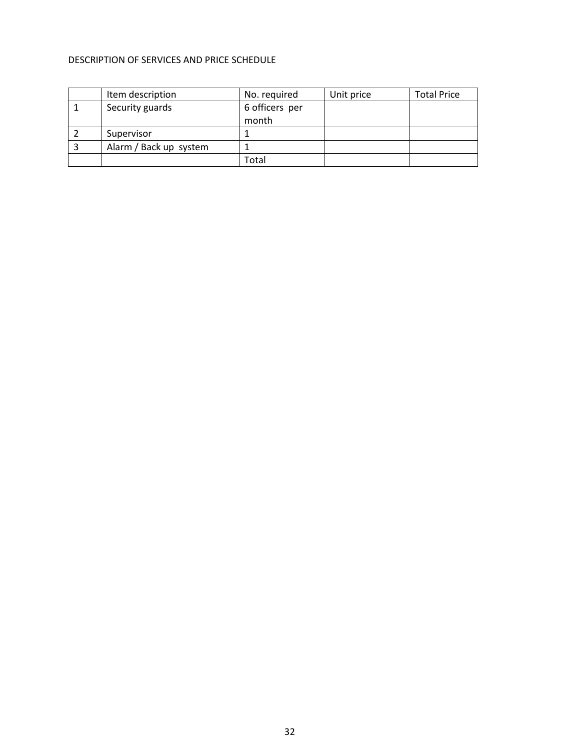DESCRIPTION OF SERVICES AND PRICE SCHEDULE

| | Item description | No. required | Unit price | Total Price |
|---|---|---|---|---|
| 1 | Security guards | 6 officers per month | | |
| 2 | Supervisor | 1 | | |
| 3 | Alarm / Back up system | 1 | | |
| | | Total | | |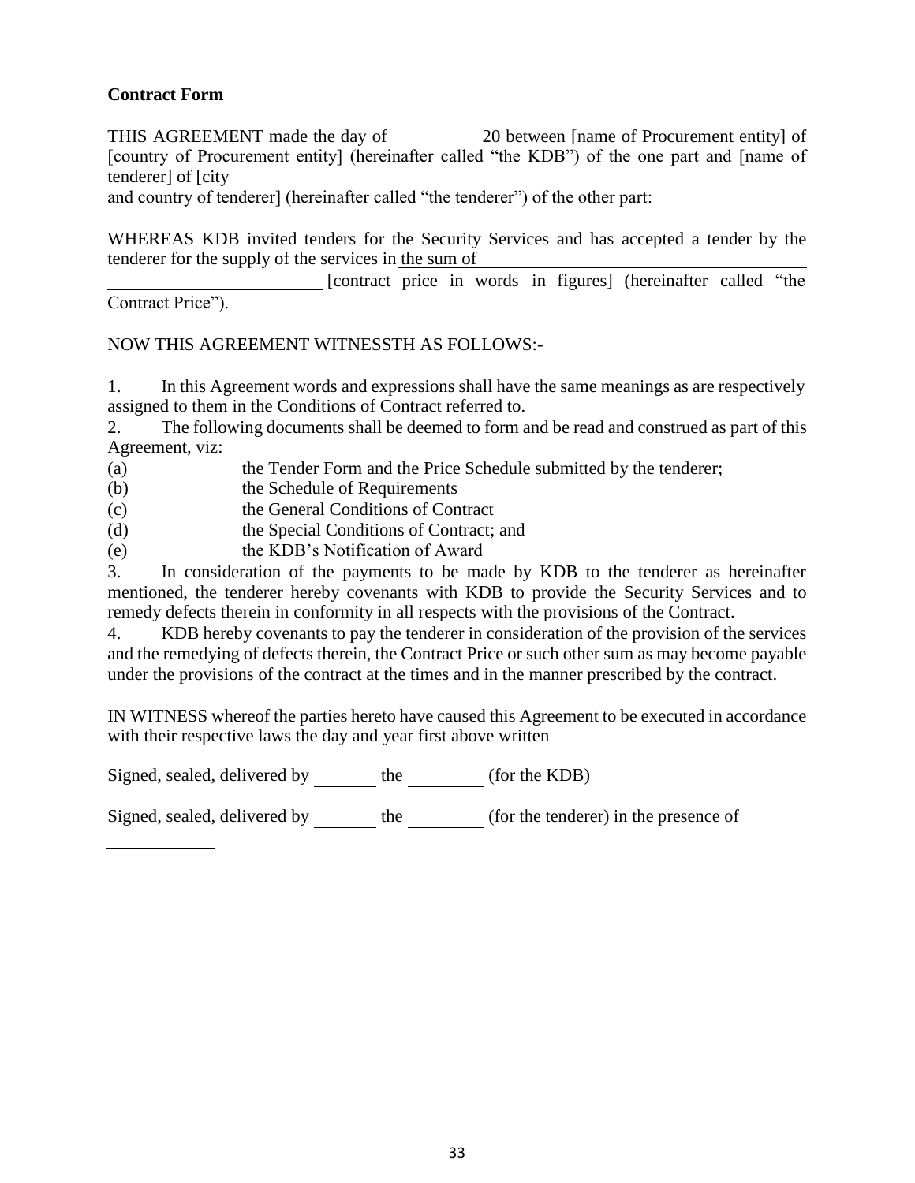**Contract Form**

THIS AGREEMENT made the day of 20 between [name of Procurement entity] of [country of Procurement entity] (hereinafter called "the KDB") of the one part and [name of tenderer] of [city and country of tenderer] (hereinafter called "the tenderer") of the other part:

WHEREAS KDB invited tenders for the Security Services and has accepted a tender by the tenderer for the supply of the services in the sum of ________________________________ [contract price in words in figures] (hereinafter called "the Contract Price").

NOW THIS AGREEMENT WITNESSTH AS FOLLOWS:-

1. In this Agreement words and expressions shall have the same meanings as are respectively assigned to them in the Conditions of Contract referred to.
2. The following documents shall be deemed to form and be read and construed as part of this Agreement, viz:
   - (a) the Tender Form and the Price Schedule submitted by the tenderer;
   - (b) the Schedule of Requirements
   - (c) the General Conditions of Contract
   - (d) the Special Conditions of Contract; and
   - (e) the KDB's Notification of Award
3. In consideration of the payments to be made by KDB to the tenderer as hereinafter mentioned, the tenderer hereby covenants with KDB to provide the Security Services and to remedy defects therein in conformity in all respects with the provisions of the Contract.
4. KDB hereby covenants to pay the tenderer in consideration of the provision of the services and the remedying of defects therein, the Contract Price or such other sum as may become payable under the provisions of the contract at the times and in the manner prescribed by the contract.

IN WITNESS whereof the parties hereto have caused this Agreement to be executed in accordance with their respective laws the day and year first above written

Signed, sealed, delivered by ________ the __________ (for the KDB)

Signed, sealed, delivered by ________ the __________ (for the tenderer) in the presence of

______________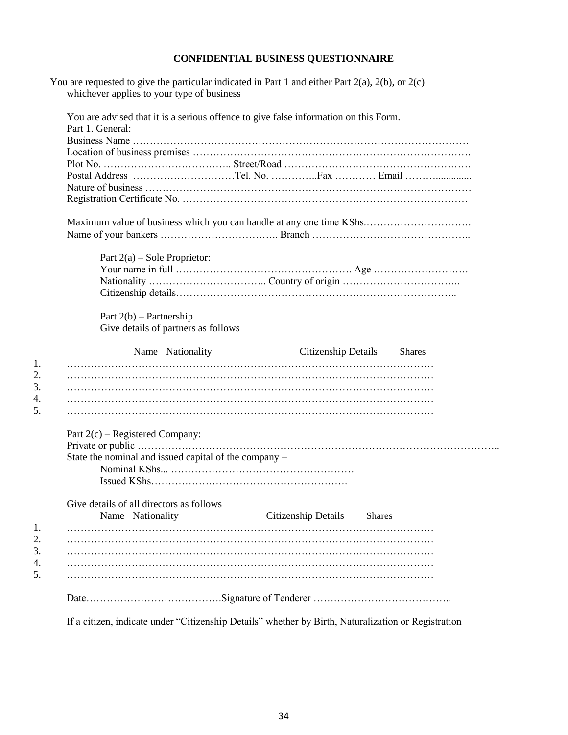**CONFIDENTIAL BUSINESS QUESTIONNAIRE**

You are requested to give the particular indicated in Part 1 and either Part 2(a), 2(b), or 2(c) whichever applies to your type of business

You are advised that it is a serious offence to give false information on this Form.

Part 1. General:

Business Name …………………………………………………………………………………………

Location of business premises ……………………………………………………………………….

Plot No. ……………………………….. Street/Road ……………………………………………….

Postal Address …………………………Tel. No. …………..Fax ………… Email ………............

Nature of business ……………………………………………………………………………………

Registration Certificate No. …………………………………………………………………………

Maximum value of business which you can handle at any one time KShs.………………………….

Name of your bankers …………………………….. Branch ……………………………………..

Part 2(a) – Sole Proprietor:

Your name in full ……………………………………………. Age ……………………….

Nationality …………………………….. Country of origin ……………………………..

Citizenship details………………………………………………………………………..

Part 2(b) – Partnership

Give details of partners as follows

| | Name | Nationality | Citizenship Details | Shares |
|---|---|---|---|---|
| 1. | ……… | ……… | ……… | ……… |
| 2. | ……… | ……… | ……… | ……… |
| 3. | ……… | ……… | ……… | ……… |
| 4. | ……… | ……… | ……… | ……… |
| 5. | ……… | ……… | ……… | ……… |

Part 2(c) – Registered Company:

Private or public ………………………………………………………………………………………..

State the nominal and issued capital of the company –

Nominal KShs... ……………………………………………

Issued KShs………………………………………………….

Give details of all directors as follows

| | Name | Nationality | Citizenship Details | Shares |
|---|---|---|---|---|
| 1. | ……… | ……… | ……… | ……… |
| 2. | ……… | ……… | ……… | ……… |
| 3. | ……… | ……… | ……… | ……… |
| 4. | ……… | ……… | ……… | ……… |
| 5. | ……… | ……… | ……… | ……… |

Date………………………………….Signature of Tenderer …………………………………..

If a citizen, indicate under "Citizenship Details" whether by Birth, Naturalization or Registration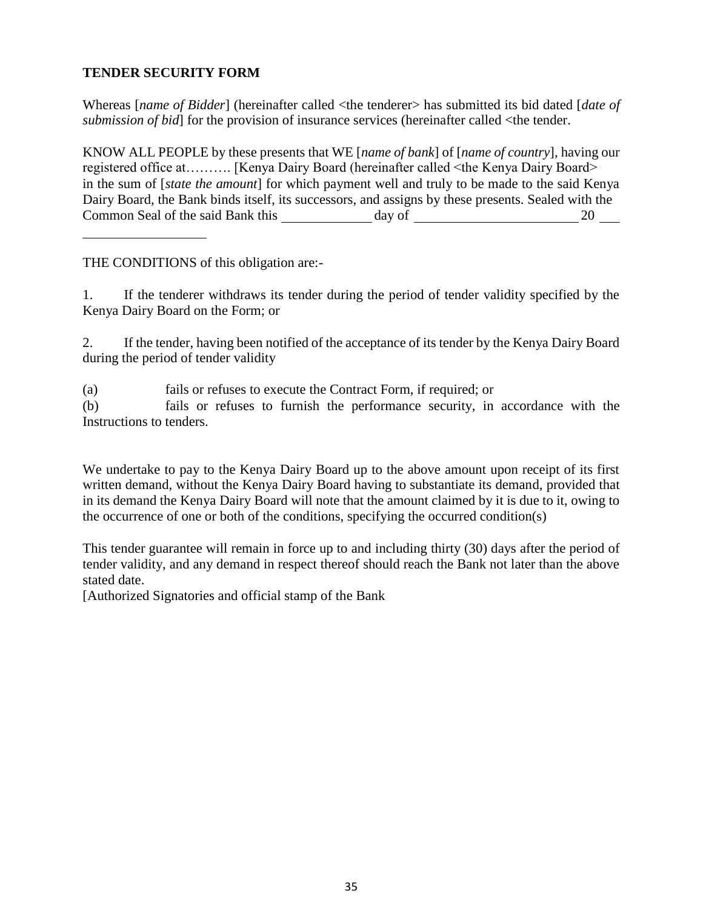**TENDER SECURITY FORM**

Whereas [*name of Bidder*] (hereinafter called <the tenderer> has submitted its bid dated [*date of submission of bid*] for the provision of insurance services (hereinafter called <the tender.

KNOW ALL PEOPLE by these presents that WE [*name of bank*] of [*name of country*], having our registered office at………. [Kenya Dairy Board (hereinafter called <the Kenya Dairy Board> in the sum of [*state the amount*] for which payment well and truly to be made to the said Kenya Dairy Board, the Bank binds itself, its successors, and assigns by these presents. Sealed with the Common Seal of the said Bank this ____________ day of ______________________ 20 ___

__________________

THE CONDITIONS of this obligation are:-

1. If the tenderer withdraws its tender during the period of tender validity specified by the Kenya Dairy Board on the Form; or

2. If the tender, having been notified of the acceptance of its tender by the Kenya Dairy Board during the period of tender validity

(a) fails or refuses to execute the Contract Form, if required; or
(b) fails or refuses to furnish the performance security, in accordance with the Instructions to tenders.

We undertake to pay to the Kenya Dairy Board up to the above amount upon receipt of its first written demand, without the Kenya Dairy Board having to substantiate its demand, provided that in its demand the Kenya Dairy Board will note that the amount claimed by it is due to it, owing to the occurrence of one or both of the conditions, specifying the occurred condition(s)

This tender guarantee will remain in force up to and including thirty (30) days after the period of tender validity, and any demand in respect thereof should reach the Bank not later than the above stated date.
[Authorized Signatories and official stamp of the Bank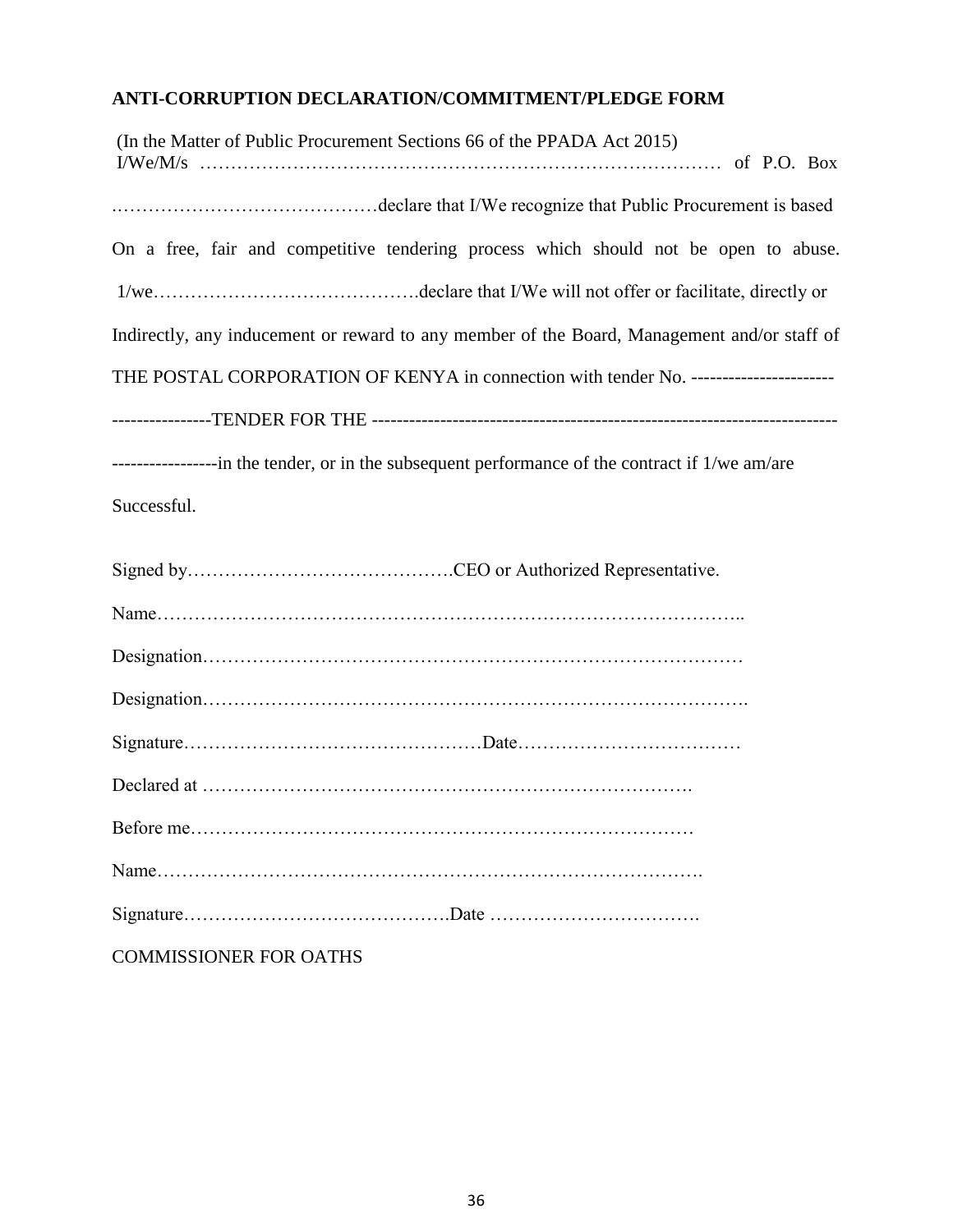**ANTI-CORRUPTION DECLARATION/COMMITMENT/PLEDGE FORM**

(In the Matter of Public Procurement Sections 66 of the PPADA Act 2015)
I/We/M/s ………………………………………………………………………… of P.O. Box .……………………………………declare that I/We recognize that Public Procurement is based On a free, fair and competitive tendering process which should not be open to abuse. 1/we…………………………………….declare that I/We will not offer or facilitate, directly or Indirectly, any inducement or reward to any member of the Board, Management and/or staff of THE POSTAL CORPORATION OF KENYA in connection with tender No. ----------------------- ----------------TENDER FOR THE ------------------------------------------------------------------------ -----------------in the tender, or in the subsequent performance of the contract if 1/we am/are Successful.

Signed by…………………………………….CEO or Authorized Representative.

Name………………………………………………………………………………..

Designation……………………………………………………………………………

Designation…………………………………………………………………………….

Signature…………………………………………Date………………………………

Declared at …………………………………………………………………….

Before me………………………………………………………………………

Name…………………………………………………………………………….

Signature…………………………………….Date …………………………….

COMMISSIONER FOR OATHS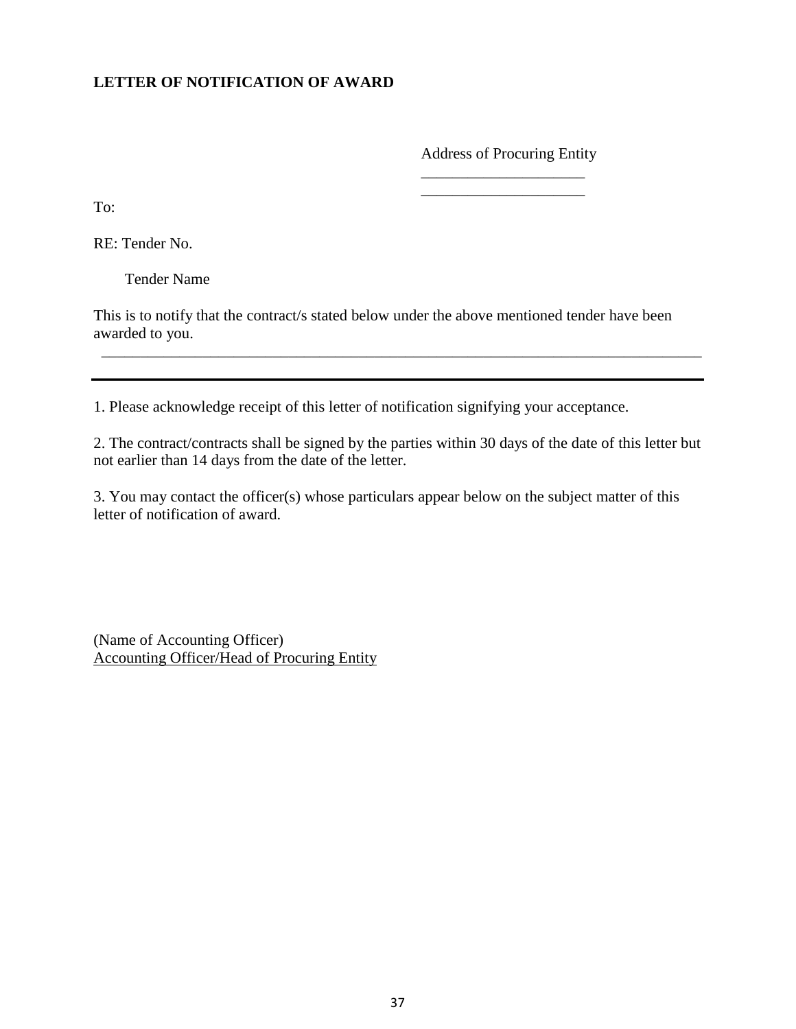**LETTER OF NOTIFICATION OF AWARD**

Address of Procuring Entity

_____________________

_____________________

To:

RE: Tender No.

Tender Name

This is to notify that the contract/s stated below under the above mentioned tender have been awarded to you.

_____________________________________________________________________________

---

1. Please acknowledge receipt of this letter of notification signifying your acceptance.

2. The contract/contracts shall be signed by the parties within 30 days of the date of this letter but not earlier than 14 days from the date of the letter.

3. You may contact the officer(s) whose particulars appear below on the subject matter of this letter of notification of award.

(Name of Accounting Officer)
Accounting Officer/Head of Procuring Entity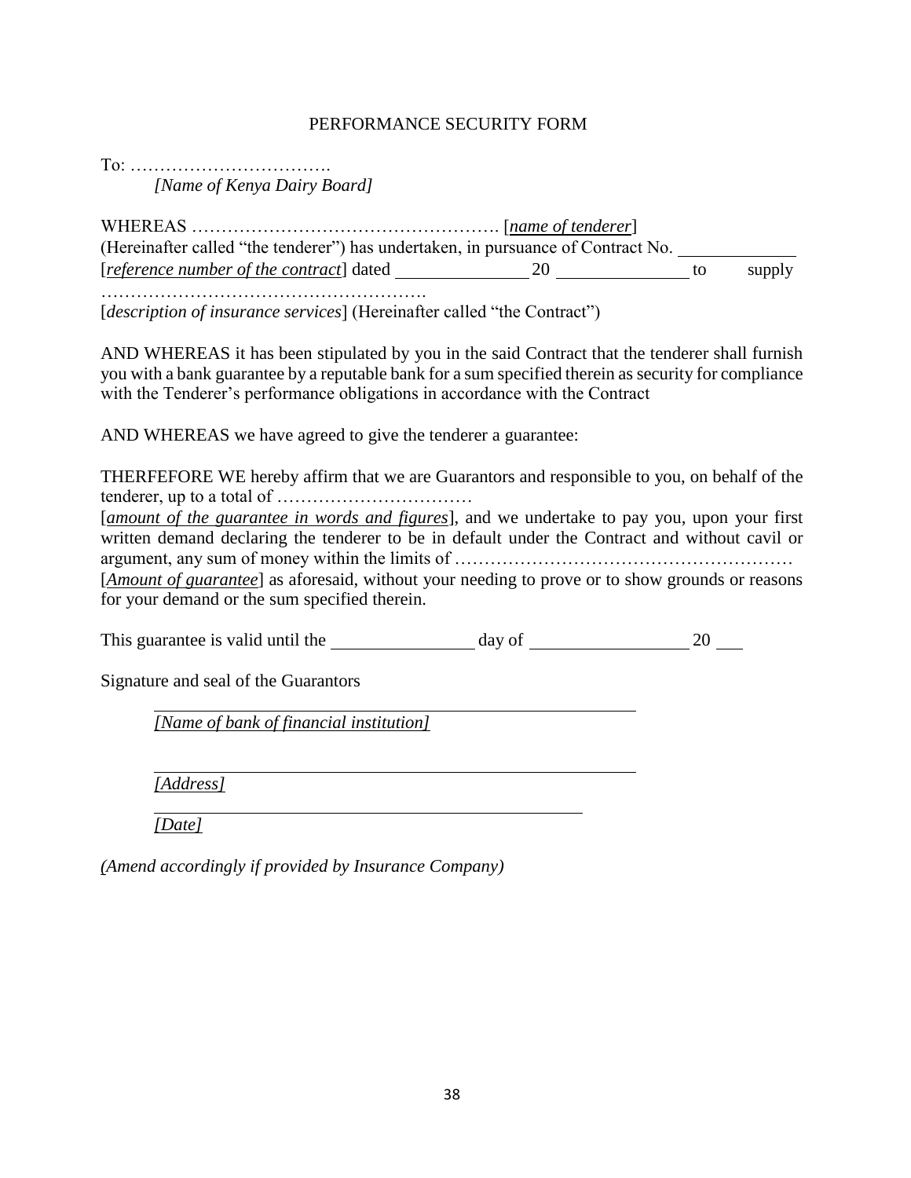PERFORMANCE SECURITY FORM

To: …………………………….
*[Name of Kenya Dairy Board]*

WHEREAS ……………………………………………. [*name of tenderer*]
(Hereinafter called "the tenderer") has undertaken, in pursuance of Contract No. ____________
[*reference number of the contract*] dated ______________ 20 ______________ to supply
……………………………………………….
[*description of insurance services*] (Hereinafter called "the Contract")

AND WHEREAS it has been stipulated by you in the said Contract that the tenderer shall furnish you with a bank guarantee by a reputable bank for a sum specified therein as security for compliance with the Tenderer's performance obligations in accordance with the Contract

AND WHEREAS we have agreed to give the tenderer a guarantee:

THERFEFORE WE hereby affirm that we are Guarantors and responsible to you, on behalf of the tenderer, up to a total of ……………………………
[*amount of the guarantee in words and figures*], and we undertake to pay you, upon your first written demand declaring the tenderer to be in default under the Contract and without cavil or argument, any sum of money within the limits of …………………………………………………
[*Amount of guarantee*] as aforesaid, without your needing to prove or to show grounds or reasons for your demand or the sum specified therein.

This guarantee is valid until the ______________ day of ________________ 20 ___

Signature and seal of the Guarantors

_______________________________________________
*[Name of bank of financial institution]*

_______________________________________________
*[Address]*

_______________________________________________
*[Date]*

*(Amend accordingly if provided by Insurance Company)*